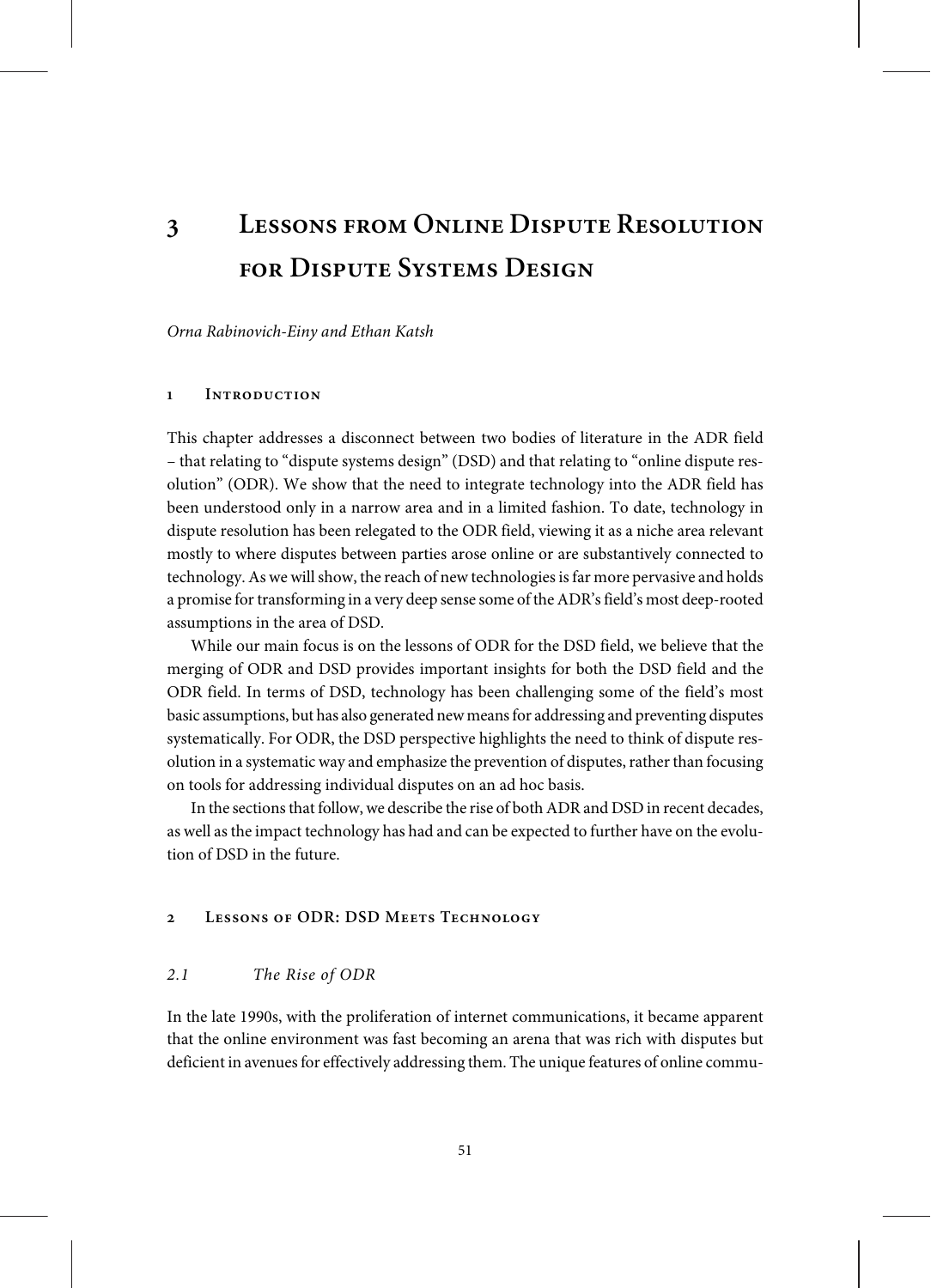# 3 Lessons from Online Dispute Resolution for Dispute Systems Design

*Orna Rabinovich-Einy and Ethan Katsh*

## 1 Introduction

This chapter addresses a disconnect between two bodies of literature in the ADR field – that relating to "dispute systems design" (DSD) and that relating to "online dispute resolution" (ODR). We show that the need to integrate technology into the ADR field has been understood only in a narrow area and in a limited fashion. To date, technology in dispute resolution has been relegated to the ODR field, viewing it as a niche area relevant mostly to where disputes between parties arose online or are substantively connected to technology. As we will show, the reach of new technologies is far more pervasive and holds a promise for transforming in a very deep sense some of the ADR's field's most deep-rooted assumptions in the area of DSD.

While our main focus is on the lessons of ODR for the DSD field, we believe that the merging of ODR and DSD provides important insights for both the DSD field and the ODR field. In terms of DSD, technology has been challenging some of the field's most basic assumptions, but has also generated new means for addressing and preventing disputes systematically. For ODR, the DSD perspective highlights the need to think of dispute resolution in a systematic way and emphasize the prevention of disputes, rather than focusing on tools for addressing individual disputes on an ad hoc basis.

In the sections that follow, we describe the rise of both ADR and DSD in recent decades, as well as the impact technology has had and can be expected to further have on the evolution of DSD in the future.

## 2 Lessons of ODR: DSD Meets Technology

### 2.1 The Rise of ODR

In the late 1990s, with the proliferation of internet communications, it became apparent that the online environment was fast becoming an arena that was rich with disputes but deficient in avenues for effectively addressing them. The unique features of online commu-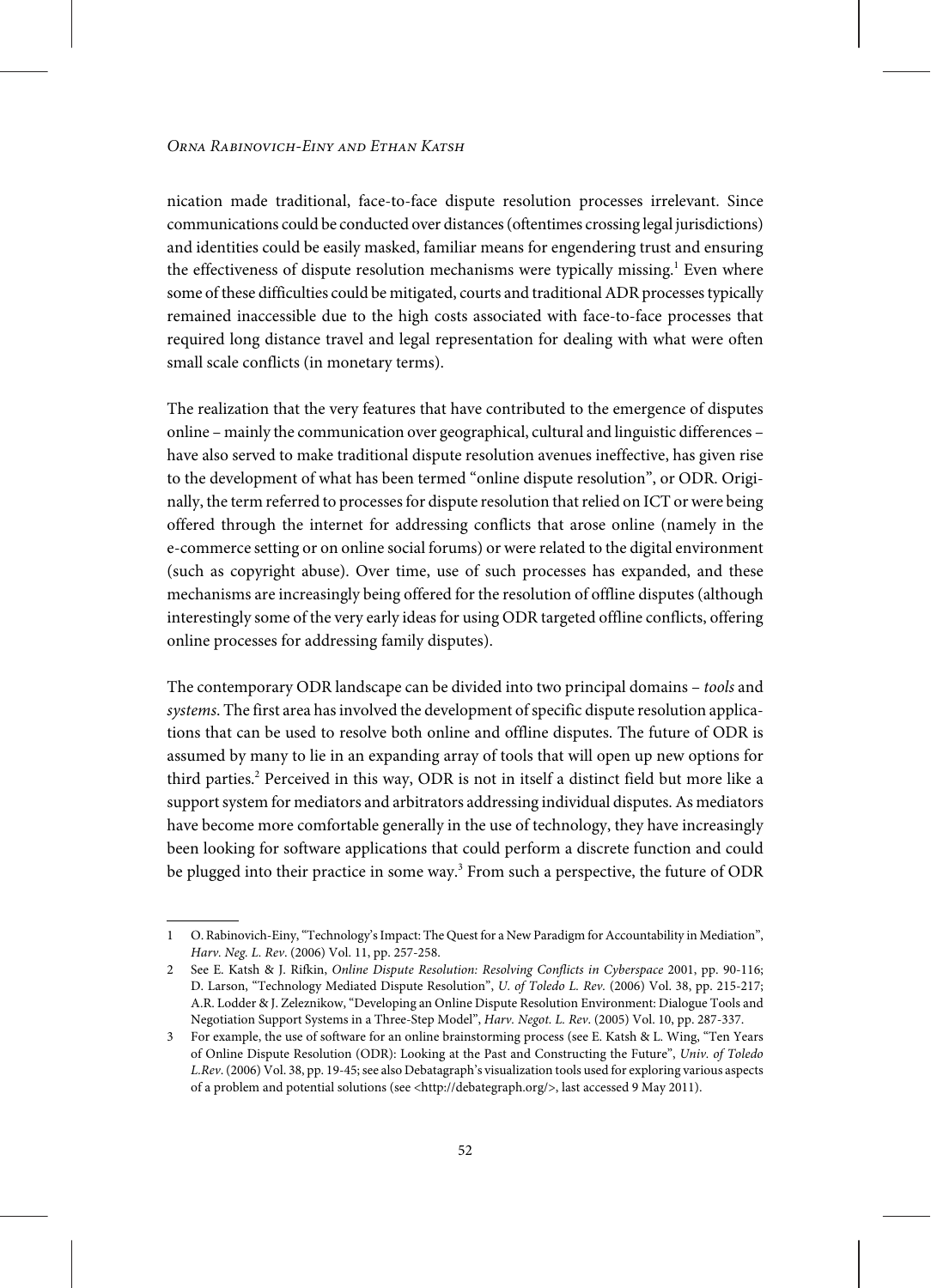nication made traditional, face-to-face dispute resolution processes irrelevant. Since communications could be conducted over distances (oftentimes crossing legal jurisdictions) and identities could be easily masked, familiar means for engendering trust and ensuring the effectiveness of dispute resolution mechanisms were typically missing.[1] Even where some of these difficulties could be mitigated, courts and traditional ADR processes typically remained inaccessible due to the high costs associated with face-to-face processes that required long distance travel and legal representation for dealing with what were often small scale conflicts (in monetary terms).

The realization that the very features that have contributed to the emergence of disputes online – mainly the communication over geographical, cultural and linguistic differences – have also served to make traditional dispute resolution avenues ineffective, has given rise to the development of what has been termed "online dispute resolution", or ODR. Originally, the term referred to processes for dispute resolution that relied on ICT or were being offered through the internet for addressing conflicts that arose online (namely in the e-commerce setting or on online social forums) or were related to the digital environment (such as copyright abuse). Over time, use of such processes has expanded, and these mechanisms are increasingly being offered for the resolution of offline disputes (although interestingly some of the very early ideas for using ODR targeted offline conflicts, offering online processes for addressing family disputes).

The contemporary ODR landscape can be divided into two principal domains – *tools* and *systems*. The first area has involved the development of specific dispute resolution applications that can be used to resolve both online and offline disputes. The future of ODR is assumed by many to lie in an expanding array of tools that will open up new options for third parties.[2] Perceived in this way, ODR is not in itself a distinct field but more like a support system for mediators and arbitrators addressing individual disputes. As mediators have become more comfortable generally in the use of technology, they have increasingly been looking for software applications that could perform a discrete function and could be plugged into their practice in some way.[3] From such a perspective, the future of ODR

---

1 O. Rabinovich-Einy, "Technology's Impact: The Quest for a New Paradigm for Accountability in Mediation", *Harv. Neg. L. Rev*. (2006) Vol. 11, pp. 257-258.

2 See E. Katsh & J. Rifkin, *Online Dispute Resolution: Resolving Conflicts in Cyberspace* 2001, pp. 90-116; D. Larson, "Technology Mediated Dispute Resolution", *U. of Toledo L. Rev.* (2006) Vol. 38, pp. 215-217; A.R. Lodder & J. Zeleznikow, "Developing an Online Dispute Resolution Environment: Dialogue Tools and Negotiation Support Systems in a Three-Step Model", *Harv. Negot. L. Rev*. (2005) Vol. 10, pp. 287-337.

3 For example, the use of software for an online brainstorming process (see E. Katsh & L. Wing, "Ten Years of Online Dispute Resolution (ODR): Looking at the Past and Constructing the Future", *Univ. of Toledo L.Rev*. (2006) Vol. 38, pp. 19-45; see also Debatagraph's visualization tools used for exploring various aspects of a problem and potential solutions (see <http://debategraph.org/>, last accessed 9 May 2011).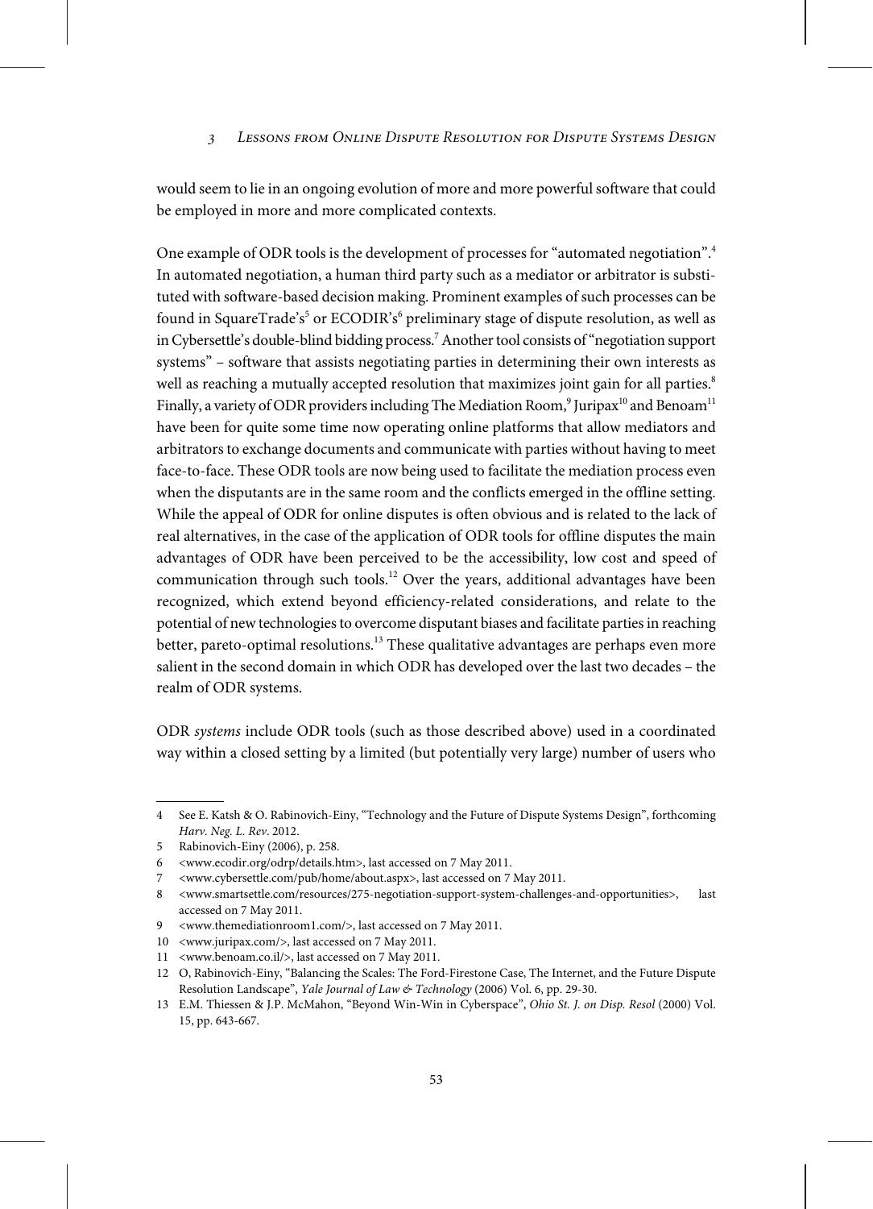would seem to lie in an ongoing evolution of more and more powerful software that could be employed in more and more complicated contexts.

One example of ODR tools is the development of processes for "automated negotiation".[4] In automated negotiation, a human third party such as a mediator or arbitrator is substituted with software-based decision making. Prominent examples of such processes can be found in SquareTrade's[5] or ECODIR's[6] preliminary stage of dispute resolution, as well as in Cybersettle's double-blind bidding process.[7] Another tool consists of "negotiation support systems" – software that assists negotiating parties in determining their own interests as well as reaching a mutually accepted resolution that maximizes joint gain for all parties.[8] Finally, a variety of ODR providers including The Mediation Room,[9] Juripax[10] and Benoam[11] have been for quite some time now operating online platforms that allow mediators and arbitrators to exchange documents and communicate with parties without having to meet face-to-face. These ODR tools are now being used to facilitate the mediation process even when the disputants are in the same room and the conflicts emerged in the offline setting. While the appeal of ODR for online disputes is often obvious and is related to the lack of real alternatives, in the case of the application of ODR tools for offline disputes the main advantages of ODR have been perceived to be the accessibility, low cost and speed of communication through such tools.[12] Over the years, additional advantages have been recognized, which extend beyond efficiency-related considerations, and relate to the potential of new technologies to overcome disputant biases and facilitate parties in reaching better, pareto-optimal resolutions.[13] These qualitative advantages are perhaps even more salient in the second domain in which ODR has developed over the last two decades – the realm of ODR systems.

ODR *systems* include ODR tools (such as those described above) used in a coordinated way within a closed setting by a limited (but potentially very large) number of users who

---

4 See E. Katsh & O. Rabinovich-Einy, "Technology and the Future of Dispute Systems Design", forthcoming *Harv. Neg. L. Rev*. 2012.

5 Rabinovich-Einy (2006), p. 258.

6 <www.ecodir.org/odrp/details.htm>, last accessed on 7 May 2011.

7 <www.cybersettle.com/pub/home/about.aspx>, last accessed on 7 May 2011.

8 <www.smartsettle.com/resources/275-negotiation-support-system-challenges-and-opportunities>, last accessed on 7 May 2011.

9 <www.themediationroom1.com/>, last accessed on 7 May 2011.

10 <www.juripax.com/>, last accessed on 7 May 2011.

11 <www.benoam.co.il/>, last accessed on 7 May 2011.

12 O, Rabinovich-Einy, "Balancing the Scales: The Ford-Firestone Case, The Internet, and the Future Dispute Resolution Landscape", *Yale Journal of Law & Technology* (2006) Vol. 6, pp. 29-30.

13 E.M. Thiessen & J.P. McMahon, "Beyond Win-Win in Cyberspace", *Ohio St. J. on Disp. Resol* (2000) Vol. 15, pp. 643-667.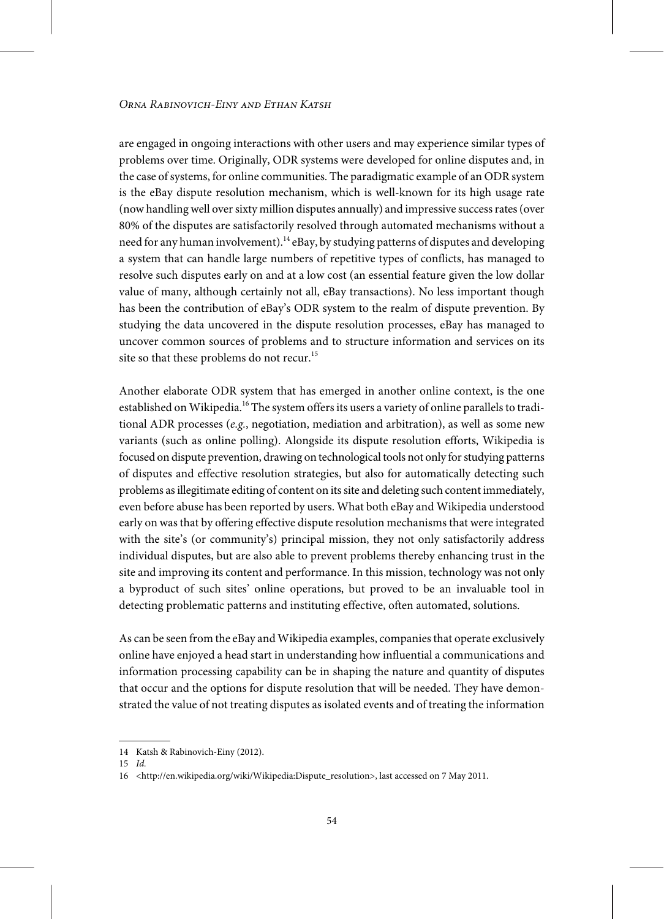are engaged in ongoing interactions with other users and may experience similar types of problems over time. Originally, ODR systems were developed for online disputes and, in the case of systems, for online communities. The paradigmatic example of an ODR system is the eBay dispute resolution mechanism, which is well-known for its high usage rate (now handling well over sixty million disputes annually) and impressive success rates (over 80% of the disputes are satisfactorily resolved through automated mechanisms without a need for any human involvement).[14] eBay, by studying patterns of disputes and developing a system that can handle large numbers of repetitive types of conflicts, has managed to resolve such disputes early on and at a low cost (an essential feature given the low dollar value of many, although certainly not all, eBay transactions). No less important though has been the contribution of eBay's ODR system to the realm of dispute prevention. By studying the data uncovered in the dispute resolution processes, eBay has managed to uncover common sources of problems and to structure information and services on its site so that these problems do not recur.[15]

Another elaborate ODR system that has emerged in another online context, is the one established on Wikipedia.[16] The system offers its users a variety of online parallels to traditional ADR processes (*e.g.*, negotiation, mediation and arbitration), as well as some new variants (such as online polling). Alongside its dispute resolution efforts, Wikipedia is focused on dispute prevention, drawing on technological tools not only for studying patterns of disputes and effective resolution strategies, but also for automatically detecting such problems as illegitimate editing of content on its site and deleting such content immediately, even before abuse has been reported by users. What both eBay and Wikipedia understood early on was that by offering effective dispute resolution mechanisms that were integrated with the site's (or community's) principal mission, they not only satisfactorily address individual disputes, but are also able to prevent problems thereby enhancing trust in the site and improving its content and performance. In this mission, technology was not only a byproduct of such sites' online operations, but proved to be an invaluable tool in detecting problematic patterns and instituting effective, often automated, solutions.

As can be seen from the eBay and Wikipedia examples, companies that operate exclusively online have enjoyed a head start in understanding how influential a communications and information processing capability can be in shaping the nature and quantity of disputes that occur and the options for dispute resolution that will be needed. They have demonstrated the value of not treating disputes as isolated events and of treating the information

---

14 Katsh & Rabinovich-Einy (2012).

15 *Id.*

16 <http://en.wikipedia.org/wiki/Wikipedia:Dispute_resolution>, last accessed on 7 May 2011.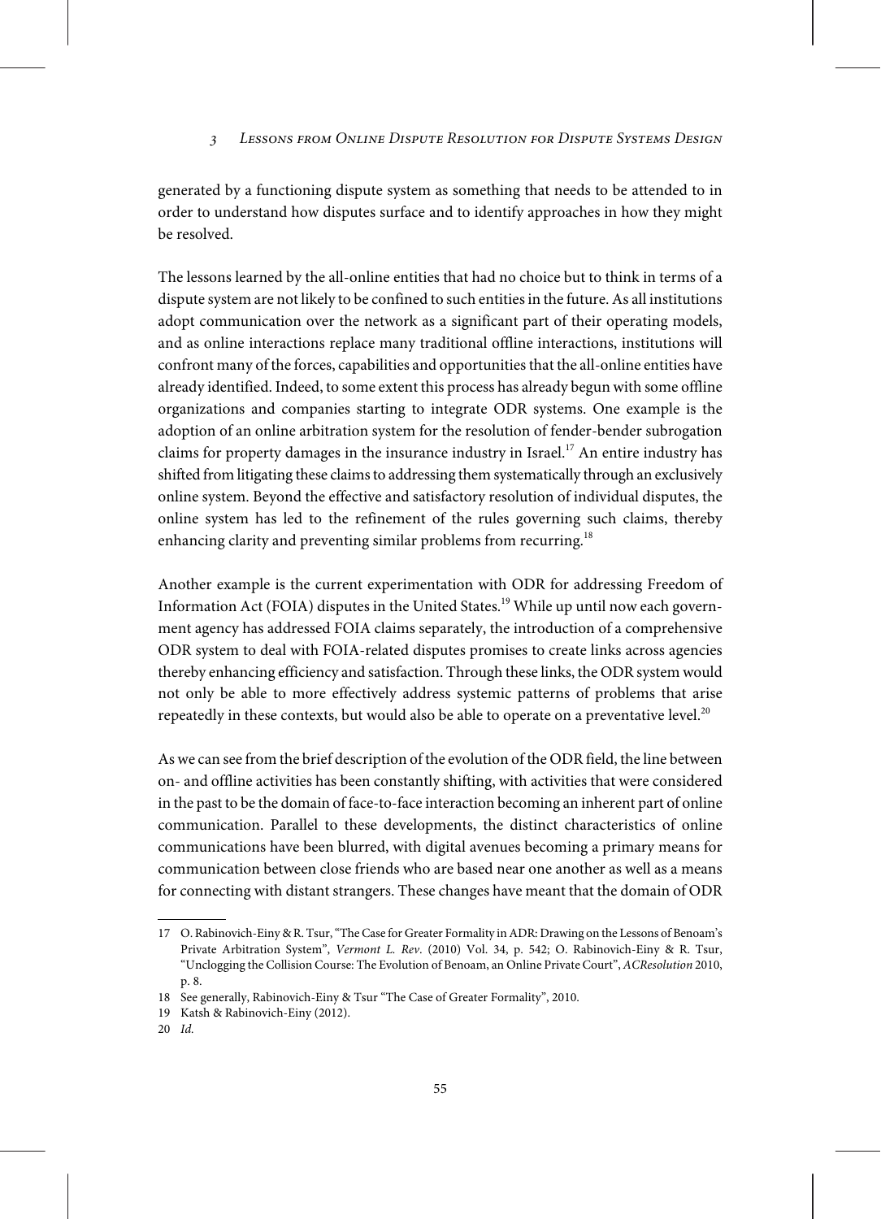generated by a functioning dispute system as something that needs to be attended to in order to understand how disputes surface and to identify approaches in how they might be resolved.

The lessons learned by the all-online entities that had no choice but to think in terms of a dispute system are not likely to be confined to such entities in the future. As all institutions adopt communication over the network as a significant part of their operating models, and as online interactions replace many traditional offline interactions, institutions will confront many of the forces, capabilities and opportunities that the all-online entities have already identified. Indeed, to some extent this process has already begun with some offline organizations and companies starting to integrate ODR systems. One example is the adoption of an online arbitration system for the resolution of fender-bender subrogation claims for property damages in the insurance industry in Israel.[17] An entire industry has shifted from litigating these claims to addressing them systematically through an exclusively online system. Beyond the effective and satisfactory resolution of individual disputes, the online system has led to the refinement of the rules governing such claims, thereby enhancing clarity and preventing similar problems from recurring.[18]

Another example is the current experimentation with ODR for addressing Freedom of Information Act (FOIA) disputes in the United States.[19] While up until now each government agency has addressed FOIA claims separately, the introduction of a comprehensive ODR system to deal with FOIA-related disputes promises to create links across agencies thereby enhancing efficiency and satisfaction. Through these links, the ODR system would not only be able to more effectively address systemic patterns of problems that arise repeatedly in these contexts, but would also be able to operate on a preventative level.[20]

As we can see from the brief description of the evolution of the ODR field, the line between on- and offline activities has been constantly shifting, with activities that were considered in the past to be the domain of face-to-face interaction becoming an inherent part of online communication. Parallel to these developments, the distinct characteristics of online communications have been blurred, with digital avenues becoming a primary means for communication between close friends who are based near one another as well as a means for connecting with distant strangers. These changes have meant that the domain of ODR

---

17 O. Rabinovich-Einy & R. Tsur, "The Case for Greater Formality in ADR: Drawing on the Lessons of Benoam's Private Arbitration System", *Vermont L. Rev*. (2010) Vol. 34, p. 542; O. Rabinovich-Einy & R. Tsur, "Unclogging the Collision Course: The Evolution of Benoam, an Online Private Court", *ACResolution* 2010, p. 8.

18 See generally, Rabinovich-Einy & Tsur "The Case of Greater Formality", 2010.

19 Katsh & Rabinovich-Einy (2012).

20 *Id.*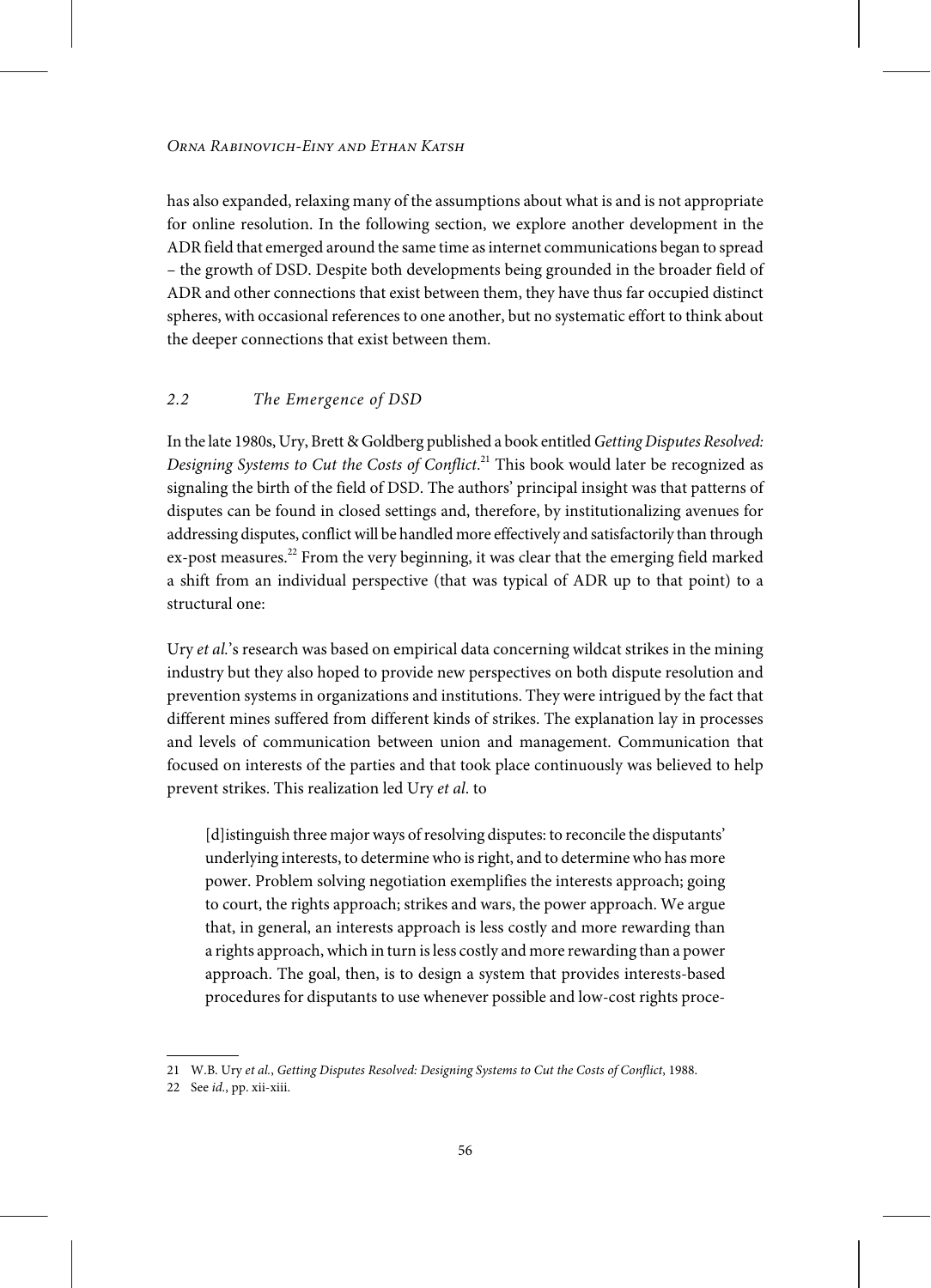has also expanded, relaxing many of the assumptions about what is and is not appropriate for online resolution. In the following section, we explore another development in the ADR field that emerged around the same time as internet communications began to spread – the growth of DSD. Despite both developments being grounded in the broader field of ADR and other connections that exist between them, they have thus far occupied distinct spheres, with occasional references to one another, but no systematic effort to think about the deeper connections that exist between them.

### 2.2 The Emergence of DSD

In the late 1980s, Ury, Brett & Goldberg published a book entitled *Getting Disputes Resolved: Designing Systems to Cut the Costs of Conflict*.[21] This book would later be recognized as signaling the birth of the field of DSD. The authors' principal insight was that patterns of disputes can be found in closed settings and, therefore, by institutionalizing avenues for addressing disputes, conflict will be handled more effectively and satisfactorily than through ex-post measures.[22] From the very beginning, it was clear that the emerging field marked a shift from an individual perspective (that was typical of ADR up to that point) to a structural one:

Ury *et al.*'s research was based on empirical data concerning wildcat strikes in the mining industry but they also hoped to provide new perspectives on both dispute resolution and prevention systems in organizations and institutions. They were intrigued by the fact that different mines suffered from different kinds of strikes. The explanation lay in processes and levels of communication between union and management. Communication that focused on interests of the parties and that took place continuously was believed to help prevent strikes. This realization led Ury *et al*. to

> [d]istinguish three major ways of resolving disputes: to reconcile the disputants' underlying interests, to determine who is right, and to determine who has more power. Problem solving negotiation exemplifies the interests approach; going to court, the rights approach; strikes and wars, the power approach. We argue that, in general, an interests approach is less costly and more rewarding than a rights approach, which in turn is less costly and more rewarding than a power approach. The goal, then, is to design a system that provides interests-based procedures for disputants to use whenever possible and low-cost rights proce-

---

21 W.B. Ury *et al.*, *Getting Disputes Resolved: Designing Systems to Cut the Costs of Conflict*, 1988.

22 See *id.*, pp. xii-xiii.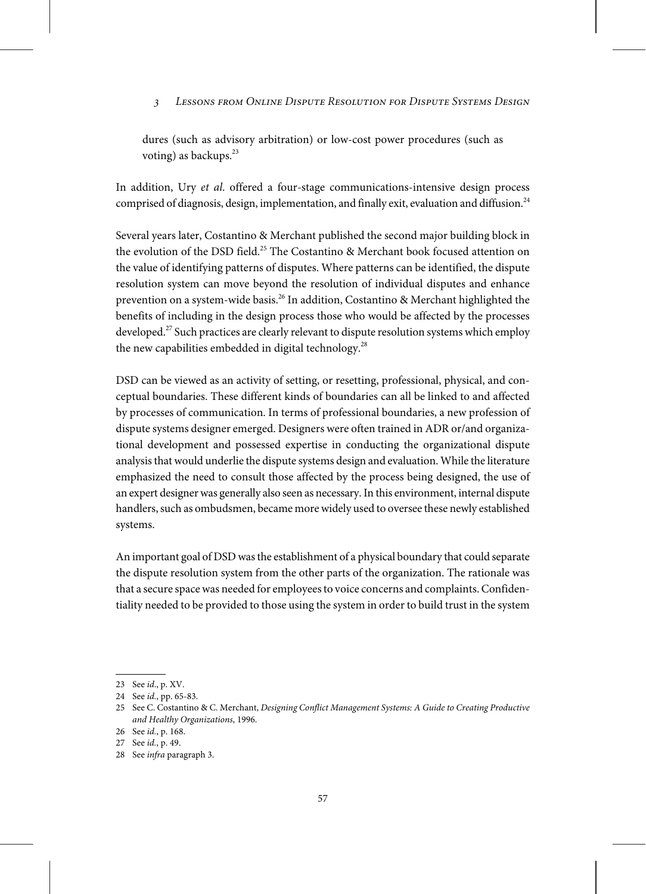dures (such as advisory arbitration) or low-cost power procedures (such as voting) as backups.[23]

In addition, Ury *et al.* offered a four-stage communications-intensive design process comprised of diagnosis, design, implementation, and finally exit, evaluation and diffusion.[24]

Several years later, Costantino & Merchant published the second major building block in the evolution of the DSD field.[25] The Costantino & Merchant book focused attention on the value of identifying patterns of disputes. Where patterns can be identified, the dispute resolution system can move beyond the resolution of individual disputes and enhance prevention on a system-wide basis.[26] In addition, Costantino & Merchant highlighted the benefits of including in the design process those who would be affected by the processes developed.[27] Such practices are clearly relevant to dispute resolution systems which employ the new capabilities embedded in digital technology.[28]

DSD can be viewed as an activity of setting, or resetting, professional, physical, and conceptual boundaries. These different kinds of boundaries can all be linked to and affected by processes of communication. In terms of professional boundaries, a new profession of dispute systems designer emerged. Designers were often trained in ADR or/and organizational development and possessed expertise in conducting the organizational dispute analysis that would underlie the dispute systems design and evaluation. While the literature emphasized the need to consult those affected by the process being designed, the use of an expert designer was generally also seen as necessary. In this environment, internal dispute handlers, such as ombudsmen, became more widely used to oversee these newly established systems.

An important goal of DSD was the establishment of a physical boundary that could separate the dispute resolution system from the other parts of the organization. The rationale was that a secure space was needed for employees to voice concerns and complaints. Confidentiality needed to be provided to those using the system in order to build trust in the system

---

23 See *id.*, p. XV.

24 See *id.*, pp. 65-83.

25 See C. Costantino & C. Merchant, *Designing Conflict Management Systems: A Guide to Creating Productive and Healthy Organizations*, 1996.

26 See *id.*, p. 168.

27 See *id.*, p. 49.

28 See *infra* paragraph 3.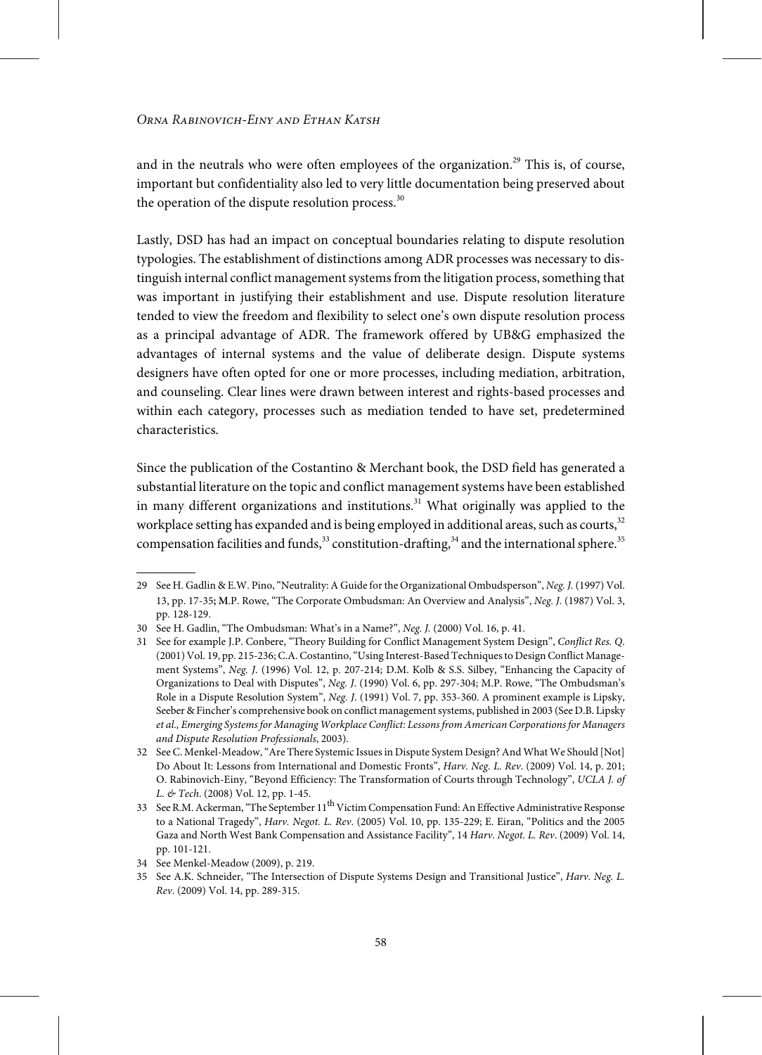and in the neutrals who were often employees of the organization.[29] This is, of course, important but confidentiality also led to very little documentation being preserved about the operation of the dispute resolution process.[30]

Lastly, DSD has had an impact on conceptual boundaries relating to dispute resolution typologies. The establishment of distinctions among ADR processes was necessary to distinguish internal conflict management systems from the litigation process, something that was important in justifying their establishment and use. Dispute resolution literature tended to view the freedom and flexibility to select one's own dispute resolution process as a principal advantage of ADR. The framework offered by UB&G emphasized the advantages of internal systems and the value of deliberate design. Dispute systems designers have often opted for one or more processes, including mediation, arbitration, and counseling. Clear lines were drawn between interest and rights-based processes and within each category, processes such as mediation tended to have set, predetermined characteristics.

Since the publication of the Costantino & Merchant book, the DSD field has generated a substantial literature on the topic and conflict management systems have been established in many different organizations and institutions.[31] What originally was applied to the workplace setting has expanded and is being employed in additional areas, such as courts,[32] compensation facilities and funds,[33] constitution-drafting,[34] and the international sphere.[35]

---

29 See H. Gadlin & E.W. Pino, "Neutrality: A Guide for the Organizational Ombudsperson", *Neg. J.* (1997) Vol. 13, pp. 17-35; M.P. Rowe, "The Corporate Ombudsman: An Overview and Analysis", *Neg. J.* (1987) Vol. 3, pp. 128-129.

30 See H. Gadlin, "The Ombudsman: What's in a Name?", *Neg. J.* (2000) Vol. 16, p. 41.

31 See for example J.P. Conbere, "Theory Building for Conflict Management System Design", *Conflict Res. Q.* (2001) Vol. 19, pp. 215-236; C.A. Costantino, "Using Interest-Based Techniques to Design Conflict Management Systems", *Neg. J.* (1996) Vol. 12, p. 207-214; D.M. Kolb & S.S. Silbey, "Enhancing the Capacity of Organizations to Deal with Disputes", *Neg. J.* (1990) Vol. 6, pp. 297-304; M.P. Rowe, "The Ombudsman's Role in a Dispute Resolution System", *Neg. J.* (1991) Vol. 7, pp. 353-360. A prominent example is Lipsky, Seeber & Fincher's comprehensive book on conflict management systems, published in 2003 (See D.B. Lipsky *et al., Emerging Systems for Managing Workplace Conflict: Lessons from American Corporations for Managers and Dispute Resolution Professionals*, 2003).

32 See C. Menkel-Meadow, "Are There Systemic Issues in Dispute System Design? And What We Should [Not] Do About It: Lessons from International and Domestic Fronts", *Harv. Neg. L. Rev*. (2009) Vol. 14, p. 201; O. Rabinovich-Einy, "Beyond Efficiency: The Transformation of Courts through Technology", *UCLA J. of L. & Tech*. (2008) Vol. 12, pp. 1-45.

33 See R.M. Ackerman, "The September 11th Victim Compensation Fund: An Effective Administrative Response to a National Tragedy", *Harv. Negot. L. Rev*. (2005) Vol. 10, pp. 135-229; E. Eiran, "Politics and the 2005 Gaza and North West Bank Compensation and Assistance Facility", 14 *Harv. Negot. L. Rev*. (2009) Vol. 14, pp. 101-121.

34 See Menkel-Meadow (2009), p. 219.

35 See A.K. Schneider, "The Intersection of Dispute Systems Design and Transitional Justice", *Harv. Neg. L. Rev*. (2009) Vol. 14, pp. 289-315.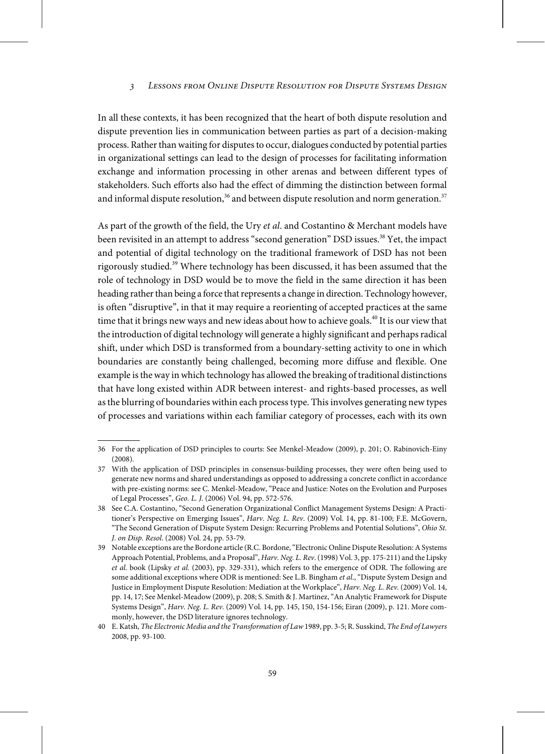In all these contexts, it has been recognized that the heart of both dispute resolution and dispute prevention lies in communication between parties as part of a decision-making process. Rather than waiting for disputes to occur, dialogues conducted by potential parties in organizational settings can lead to the design of processes for facilitating information exchange and information processing in other arenas and between different types of stakeholders. Such efforts also had the effect of dimming the distinction between formal and informal dispute resolution,[36] and between dispute resolution and norm generation.[37]

As part of the growth of the field, the Ury *et al*. and Costantino & Merchant models have been revisited in an attempt to address "second generation" DSD issues.[38] Yet, the impact and potential of digital technology on the traditional framework of DSD has not been rigorously studied.[39] Where technology has been discussed, it has been assumed that the role of technology in DSD would be to move the field in the same direction it has been heading rather than being a force that represents a change in direction. Technology however, is often "disruptive", in that it may require a reorienting of accepted practices at the same time that it brings new ways and new ideas about how to achieve goals.[40] It is our view that the introduction of digital technology will generate a highly significant and perhaps radical shift, under which DSD is transformed from a boundary-setting activity to one in which boundaries are constantly being challenged, becoming more diffuse and flexible. One example is the way in which technology has allowed the breaking of traditional distinctions that have long existed within ADR between interest- and rights-based processes, as well as the blurring of boundaries within each process type. This involves generating new types of processes and variations within each familiar category of processes, each with its own

---

36 For the application of DSD principles to courts: See Menkel-Meadow (2009), p. 201; O. Rabinovich-Einy (2008).

37 With the application of DSD principles in consensus-building processes, they were often being used to generate new norms and shared understandings as opposed to addressing a concrete conflict in accordance with pre-existing norms: see C. Menkel-Meadow, "Peace and Justice: Notes on the Evolution and Purposes of Legal Processes", *Geo. L. J.* (2006) Vol. 94, pp. 572-576.

38 See C.A. Costantino, "Second Generation Organizational Conflict Management Systems Design: A Practitioner's Perspective on Emerging Issues", *Harv. Neg. L. Rev*. (2009) Vol. 14, pp. 81-100; F.E. McGovern, "The Second Generation of Dispute System Design: Recurring Problems and Potential Solutions", *Ohio St. J. on Disp. Resol*. (2008) Vol. 24, pp. 53-79.

39 Notable exceptions are the Bordone article (R.C. Bordone, "Electronic Online Dispute Resolution: A Systems Approach Potential, Problems, and a Proposal", *Harv. Neg. L. Rev*. (1998) Vol. 3, pp. 175-211) and the Lipsky *et al.* book (Lipsky *et al.* (2003), pp. 329-331), which refers to the emergence of ODR. The following are some additional exceptions where ODR is mentioned: See L.B. Bingham *et al.*, "Dispute System Design and Justice in Employment Dispute Resolution: Mediation at the Workplace", *Harv. Neg. L. Rev.* (2009) Vol. 14, pp. 14, 17; See Menkel-Meadow (2009), p. 208; S. Smith & J. Martinez, "An Analytic Framework for Dispute Systems Design", *Harv. Neg. L. Rev.* (2009) Vol. 14, pp. 145, 150, 154-156; Eiran (2009), p. 121. More commonly, however, the DSD literature ignores technology.

40 E. Katsh, *The Electronic Media and the Transformation of Law* 1989, pp. 3-5; R. Susskind, *The End of Lawyers* 2008, pp. 93-100.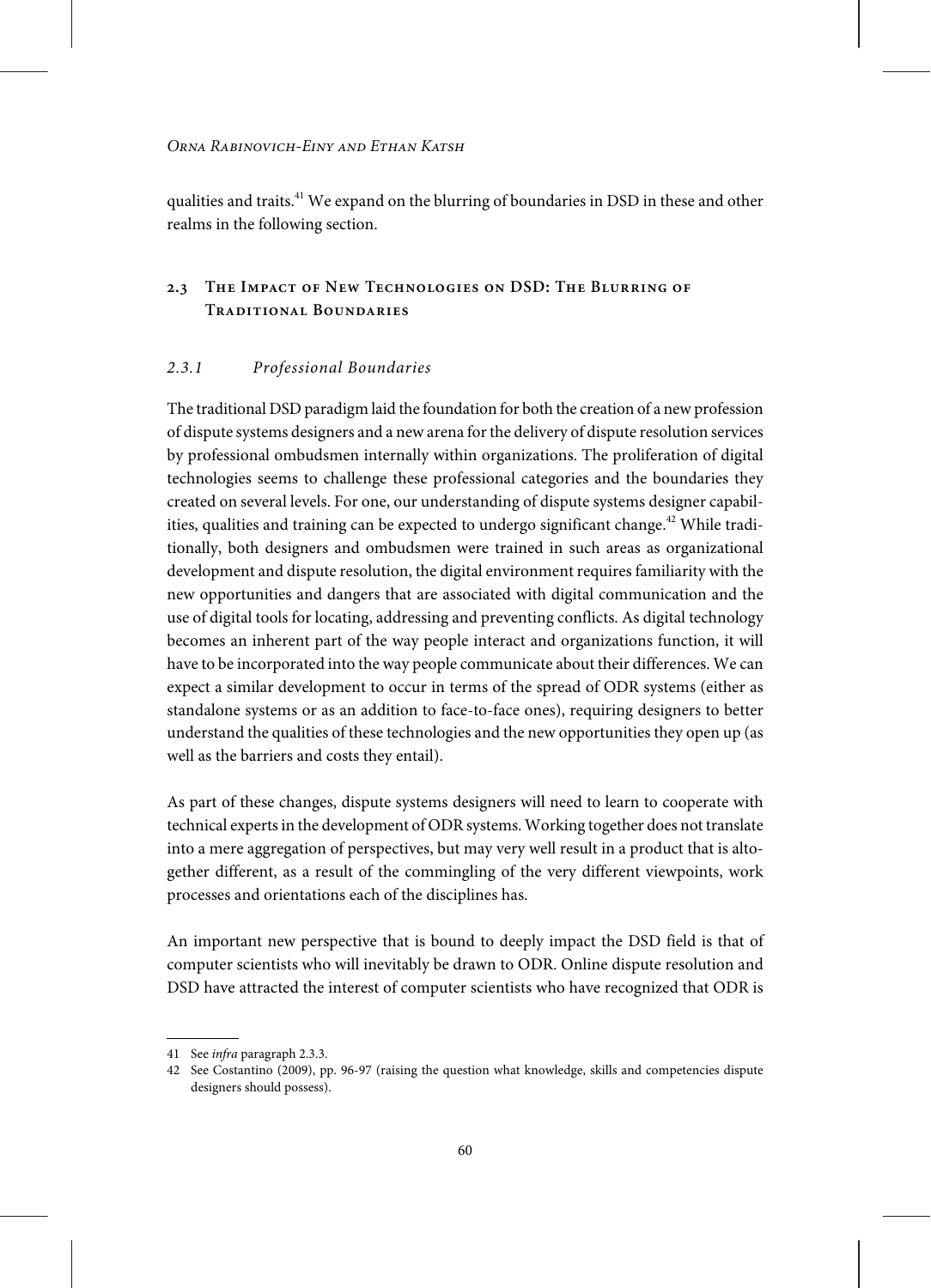qualities and traits.[41] We expand on the blurring of boundaries in DSD in these and other realms in the following section.

## 2.3 The Impact of New Technologies on DSD: The Blurring of Traditional Boundaries

### 2.3.1 Professional Boundaries

The traditional DSD paradigm laid the foundation for both the creation of a new profession of dispute systems designers and a new arena for the delivery of dispute resolution services by professional ombudsmen internally within organizations. The proliferation of digital technologies seems to challenge these professional categories and the boundaries they created on several levels. For one, our understanding of dispute systems designer capabilities, qualities and training can be expected to undergo significant change.[42] While traditionally, both designers and ombudsmen were trained in such areas as organizational development and dispute resolution, the digital environment requires familiarity with the new opportunities and dangers that are associated with digital communication and the use of digital tools for locating, addressing and preventing conflicts. As digital technology becomes an inherent part of the way people interact and organizations function, it will have to be incorporated into the way people communicate about their differences. We can expect a similar development to occur in terms of the spread of ODR systems (either as standalone systems or as an addition to face-to-face ones), requiring designers to better understand the qualities of these technologies and the new opportunities they open up (as well as the barriers and costs they entail).

As part of these changes, dispute systems designers will need to learn to cooperate with technical experts in the development of ODR systems. Working together does not translate into a mere aggregation of perspectives, but may very well result in a product that is altogether different, as a result of the commingling of the very different viewpoints, work processes and orientations each of the disciplines has.

An important new perspective that is bound to deeply impact the DSD field is that of computer scientists who will inevitably be drawn to ODR. Online dispute resolution and DSD have attracted the interest of computer scientists who have recognized that ODR is

---

41 See *infra* paragraph 2.3.3.

42 See Costantino (2009), pp. 96-97 (raising the question what knowledge, skills and competencies dispute designers should possess).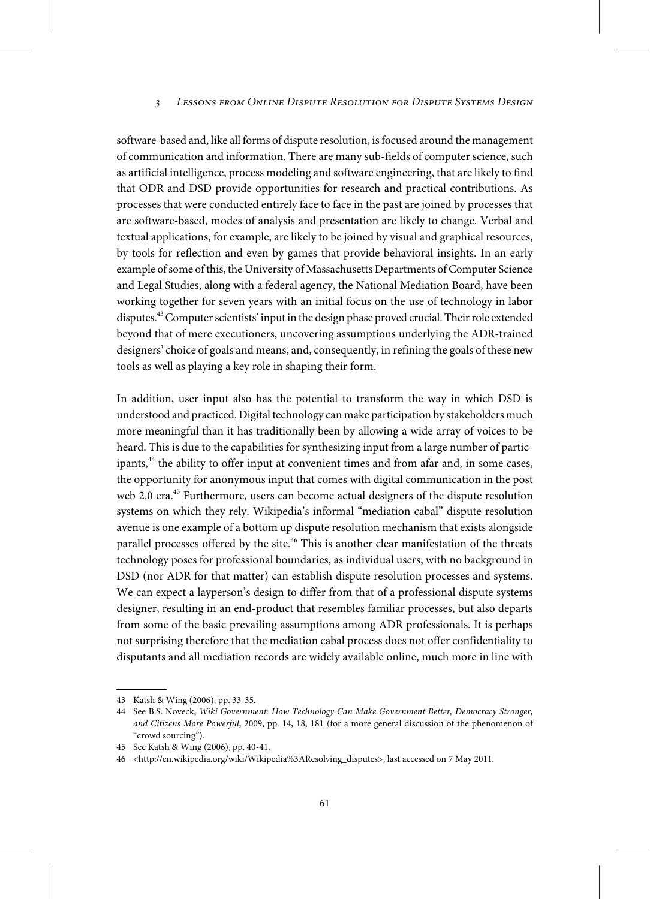software-based and, like all forms of dispute resolution, is focused around the management of communication and information. There are many sub-fields of computer science, such as artificial intelligence, process modeling and software engineering, that are likely to find that ODR and DSD provide opportunities for research and practical contributions. As processes that were conducted entirely face to face in the past are joined by processes that are software-based, modes of analysis and presentation are likely to change. Verbal and textual applications, for example, are likely to be joined by visual and graphical resources, by tools for reflection and even by games that provide behavioral insights. In an early example of some of this, the University of Massachusetts Departments of Computer Science and Legal Studies, along with a federal agency, the National Mediation Board, have been working together for seven years with an initial focus on the use of technology in labor disputes.[43] Computer scientists' input in the design phase proved crucial. Their role extended beyond that of mere executioners, uncovering assumptions underlying the ADR-trained designers' choice of goals and means, and, consequently, in refining the goals of these new tools as well as playing a key role in shaping their form.

In addition, user input also has the potential to transform the way in which DSD is understood and practiced. Digital technology can make participation by stakeholders much more meaningful than it has traditionally been by allowing a wide array of voices to be heard. This is due to the capabilities for synthesizing input from a large number of participants,[44] the ability to offer input at convenient times and from afar and, in some cases, the opportunity for anonymous input that comes with digital communication in the post web 2.0 era.[45] Furthermore, users can become actual designers of the dispute resolution systems on which they rely. Wikipedia's informal "mediation cabal" dispute resolution avenue is one example of a bottom up dispute resolution mechanism that exists alongside parallel processes offered by the site.[46] This is another clear manifestation of the threats technology poses for professional boundaries, as individual users, with no background in DSD (nor ADR for that matter) can establish dispute resolution processes and systems. We can expect a layperson's design to differ from that of a professional dispute systems designer, resulting in an end-product that resembles familiar processes, but also departs from some of the basic prevailing assumptions among ADR professionals. It is perhaps not surprising therefore that the mediation cabal process does not offer confidentiality to disputants and all mediation records are widely available online, much more in line with

---

43 Katsh & Wing (2006), pp. 33-35.

44 See B.S. Noveck, *Wiki Government: How Technology Can Make Government Better, Democracy Stronger, and Citizens More Powerful*, 2009, pp. 14, 18, 181 (for a more general discussion of the phenomenon of "crowd sourcing").

45 See Katsh & Wing (2006), pp. 40-41.

46 <http://en.wikipedia.org/wiki/Wikipedia%3AResolving_disputes>, last accessed on 7 May 2011.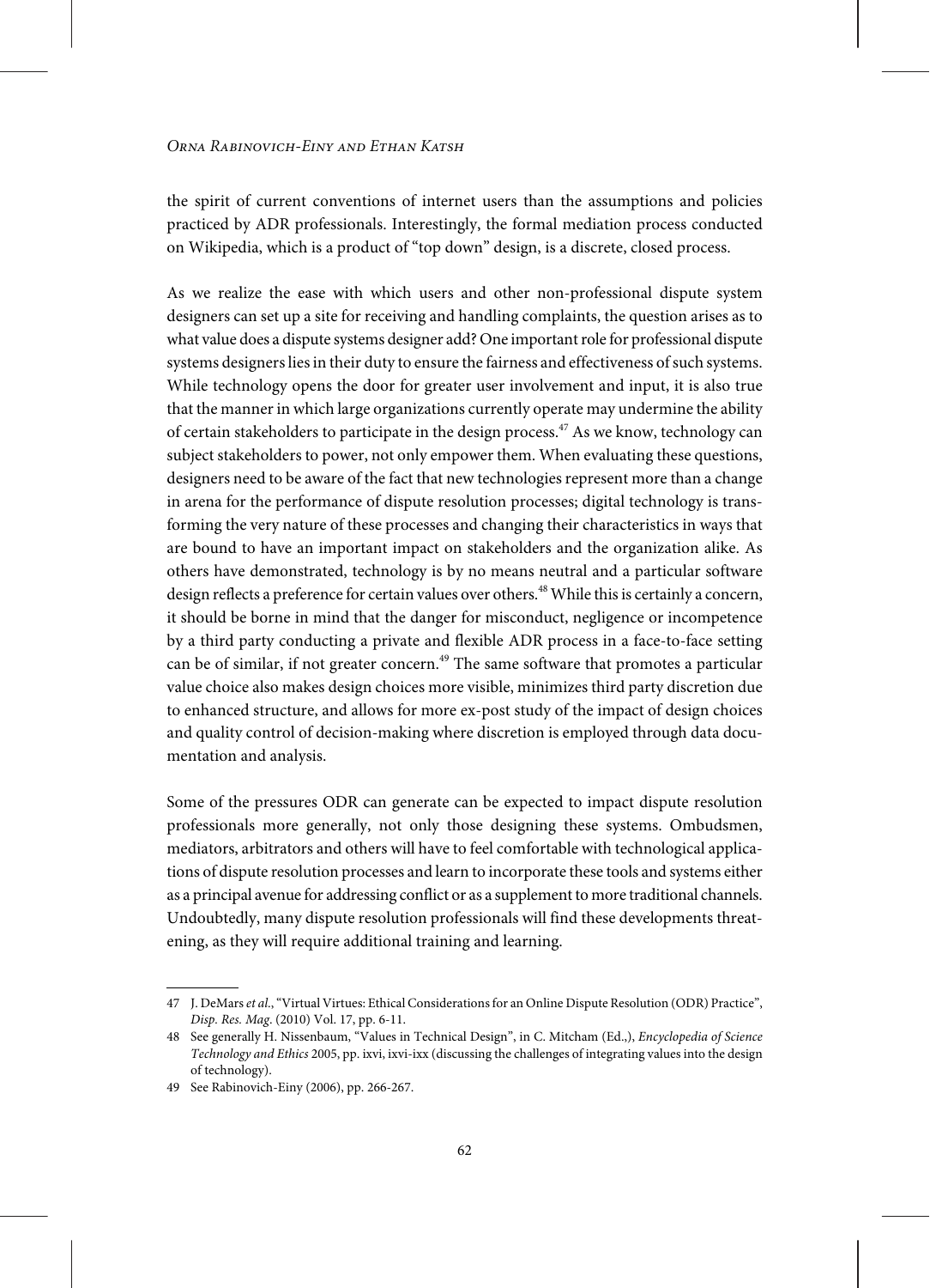the spirit of current conventions of internet users than the assumptions and policies practiced by ADR professionals. Interestingly, the formal mediation process conducted on Wikipedia, which is a product of "top down" design, is a discrete, closed process.

As we realize the ease with which users and other non-professional dispute system designers can set up a site for receiving and handling complaints, the question arises as to what value does a dispute systems designer add? One important role for professional dispute systems designers lies in their duty to ensure the fairness and effectiveness of such systems. While technology opens the door for greater user involvement and input, it is also true that the manner in which large organizations currently operate may undermine the ability of certain stakeholders to participate in the design process.[47] As we know, technology can subject stakeholders to power, not only empower them. When evaluating these questions, designers need to be aware of the fact that new technologies represent more than a change in arena for the performance of dispute resolution processes; digital technology is transforming the very nature of these processes and changing their characteristics in ways that are bound to have an important impact on stakeholders and the organization alike. As others have demonstrated, technology is by no means neutral and a particular software design reflects a preference for certain values over others.[48] While this is certainly a concern, it should be borne in mind that the danger for misconduct, negligence or incompetence by a third party conducting a private and flexible ADR process in a face-to-face setting can be of similar, if not greater concern.[49] The same software that promotes a particular value choice also makes design choices more visible, minimizes third party discretion due to enhanced structure, and allows for more ex-post study of the impact of design choices and quality control of decision-making where discretion is employed through data documentation and analysis.

Some of the pressures ODR can generate can be expected to impact dispute resolution professionals more generally, not only those designing these systems. Ombudsmen, mediators, arbitrators and others will have to feel comfortable with technological applications of dispute resolution processes and learn to incorporate these tools and systems either as a principal avenue for addressing conflict or as a supplement to more traditional channels. Undoubtedly, many dispute resolution professionals will find these developments threatening, as they will require additional training and learning.

---

47 J. DeMars *et al.*, "Virtual Virtues: Ethical Considerations for an Online Dispute Resolution (ODR) Practice", *Disp. Res. Mag.* (2010) Vol. 17, pp. 6-11.

48 See generally H. Nissenbaum, "Values in Technical Design", in C. Mitcham (Ed.,), *Encyclopedia of Science Technology and Ethics* 2005, pp. ixvi, ixvi-ixx (discussing the challenges of integrating values into the design of technology).

49 See Rabinovich-Einy (2006), pp. 266-267.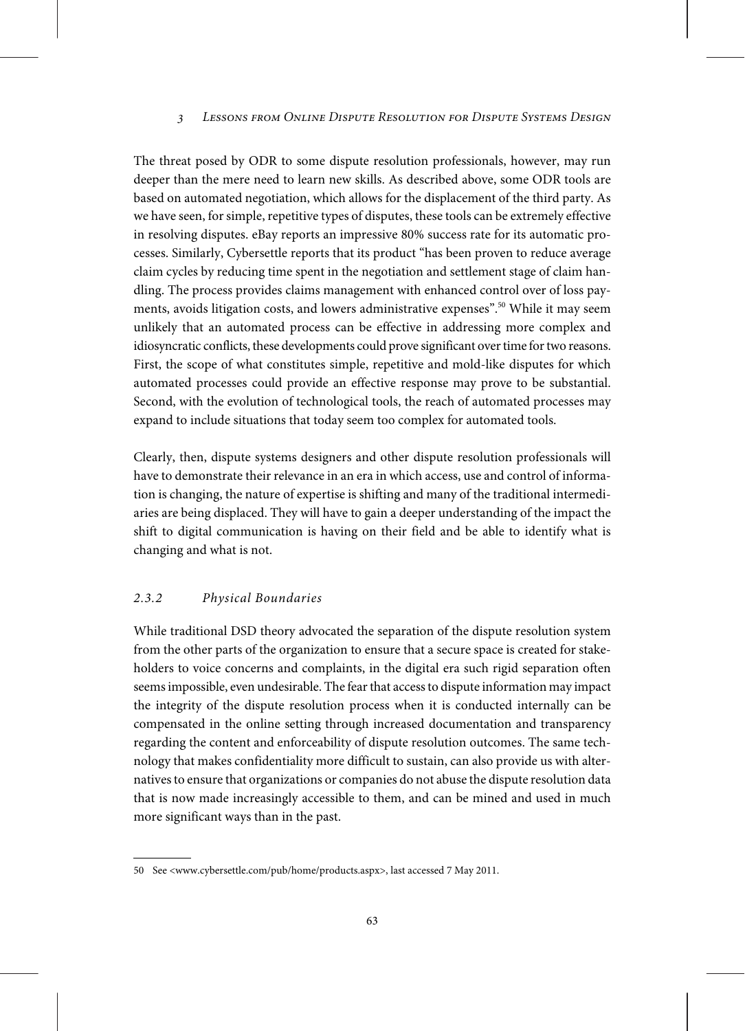The threat posed by ODR to some dispute resolution professionals, however, may run deeper than the mere need to learn new skills. As described above, some ODR tools are based on automated negotiation, which allows for the displacement of the third party. As we have seen, for simple, repetitive types of disputes, these tools can be extremely effective in resolving disputes. eBay reports an impressive 80% success rate for its automatic processes. Similarly, Cybersettle reports that its product "has been proven to reduce average claim cycles by reducing time spent in the negotiation and settlement stage of claim handling. The process provides claims management with enhanced control over of loss payments, avoids litigation costs, and lowers administrative expenses".[50] While it may seem unlikely that an automated process can be effective in addressing more complex and idiosyncratic conflicts, these developments could prove significant over time for two reasons. First, the scope of what constitutes simple, repetitive and mold-like disputes for which automated processes could provide an effective response may prove to be substantial. Second, with the evolution of technological tools, the reach of automated processes may expand to include situations that today seem too complex for automated tools.

Clearly, then, dispute systems designers and other dispute resolution professionals will have to demonstrate their relevance in an era in which access, use and control of information is changing, the nature of expertise is shifting and many of the traditional intermediaries are being displaced. They will have to gain a deeper understanding of the impact the shift to digital communication is having on their field and be able to identify what is changing and what is not.

### *2.3.2 Physical Boundaries*

While traditional DSD theory advocated the separation of the dispute resolution system from the other parts of the organization to ensure that a secure space is created for stakeholders to voice concerns and complaints, in the digital era such rigid separation often seems impossible, even undesirable. The fear that access to dispute information may impact the integrity of the dispute resolution process when it is conducted internally can be compensated in the online setting through increased documentation and transparency regarding the content and enforceability of dispute resolution outcomes. The same technology that makes confidentiality more difficult to sustain, can also provide us with alternatives to ensure that organizations or companies do not abuse the dispute resolution data that is now made increasingly accessible to them, and can be mined and used in much more significant ways than in the past.

---

50 See <www.cybersettle.com/pub/home/products.aspx>, last accessed 7 May 2011.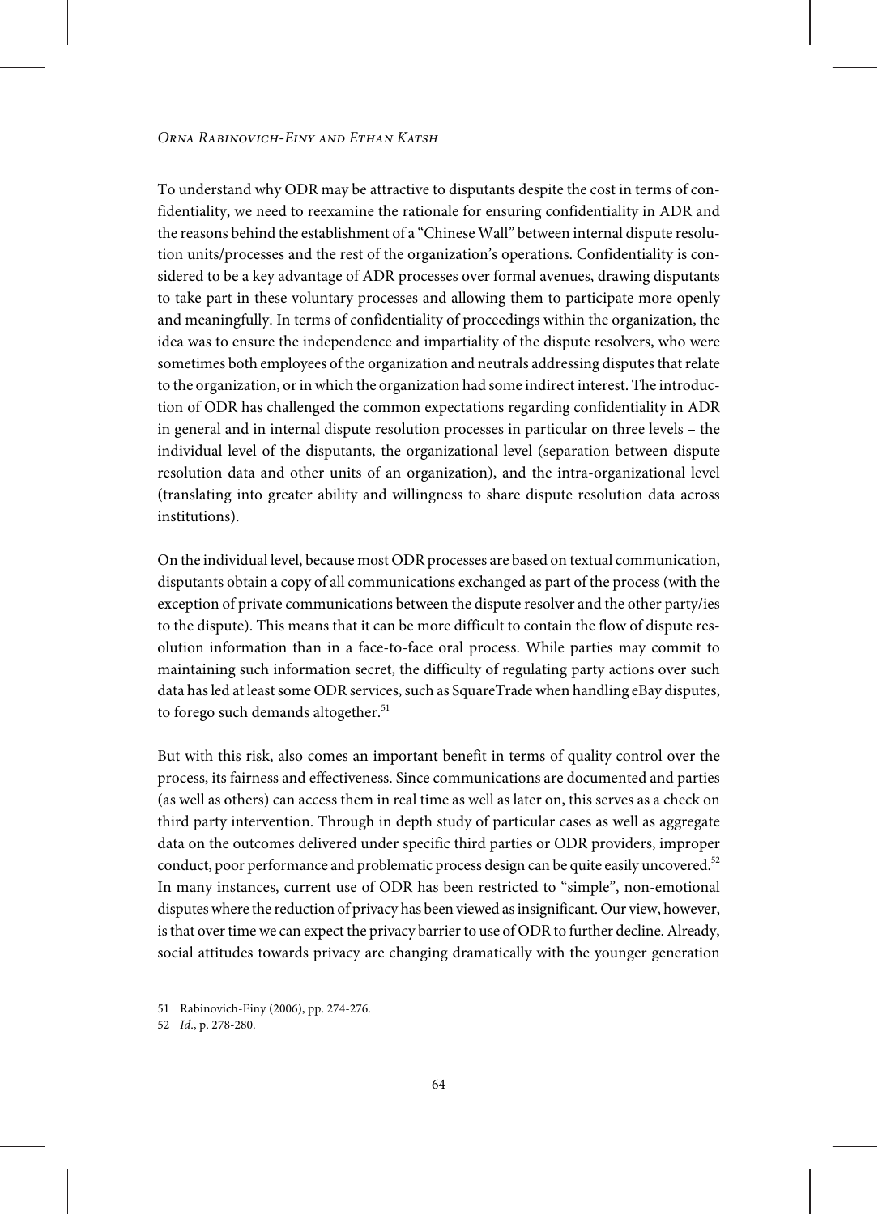To understand why ODR may be attractive to disputants despite the cost in terms of confidentiality, we need to reexamine the rationale for ensuring confidentiality in ADR and the reasons behind the establishment of a "Chinese Wall" between internal dispute resolution units/processes and the rest of the organization's operations. Confidentiality is considered to be a key advantage of ADR processes over formal avenues, drawing disputants to take part in these voluntary processes and allowing them to participate more openly and meaningfully. In terms of confidentiality of proceedings within the organization, the idea was to ensure the independence and impartiality of the dispute resolvers, who were sometimes both employees of the organization and neutrals addressing disputes that relate to the organization, or in which the organization had some indirect interest. The introduction of ODR has challenged the common expectations regarding confidentiality in ADR in general and in internal dispute resolution processes in particular on three levels – the individual level of the disputants, the organizational level (separation between dispute resolution data and other units of an organization), and the intra-organizational level (translating into greater ability and willingness to share dispute resolution data across institutions).

On the individual level, because most ODR processes are based on textual communication, disputants obtain a copy of all communications exchanged as part of the process (with the exception of private communications between the dispute resolver and the other party/ies to the dispute). This means that it can be more difficult to contain the flow of dispute resolution information than in a face-to-face oral process. While parties may commit to maintaining such information secret, the difficulty of regulating party actions over such data has led at least some ODR services, such as SquareTrade when handling eBay disputes, to forego such demands altogether.[51]

But with this risk, also comes an important benefit in terms of quality control over the process, its fairness and effectiveness. Since communications are documented and parties (as well as others) can access them in real time as well as later on, this serves as a check on third party intervention. Through in depth study of particular cases as well as aggregate data on the outcomes delivered under specific third parties or ODR providers, improper conduct, poor performance and problematic process design can be quite easily uncovered.[52] In many instances, current use of ODR has been restricted to "simple", non-emotional disputes where the reduction of privacy has been viewed as insignificant. Our view, however, is that over time we can expect the privacy barrier to use of ODR to further decline. Already, social attitudes towards privacy are changing dramatically with the younger generation

---

51 Rabinovich-Einy (2006), pp. 274-276.

52 *Id.*, p. 278-280.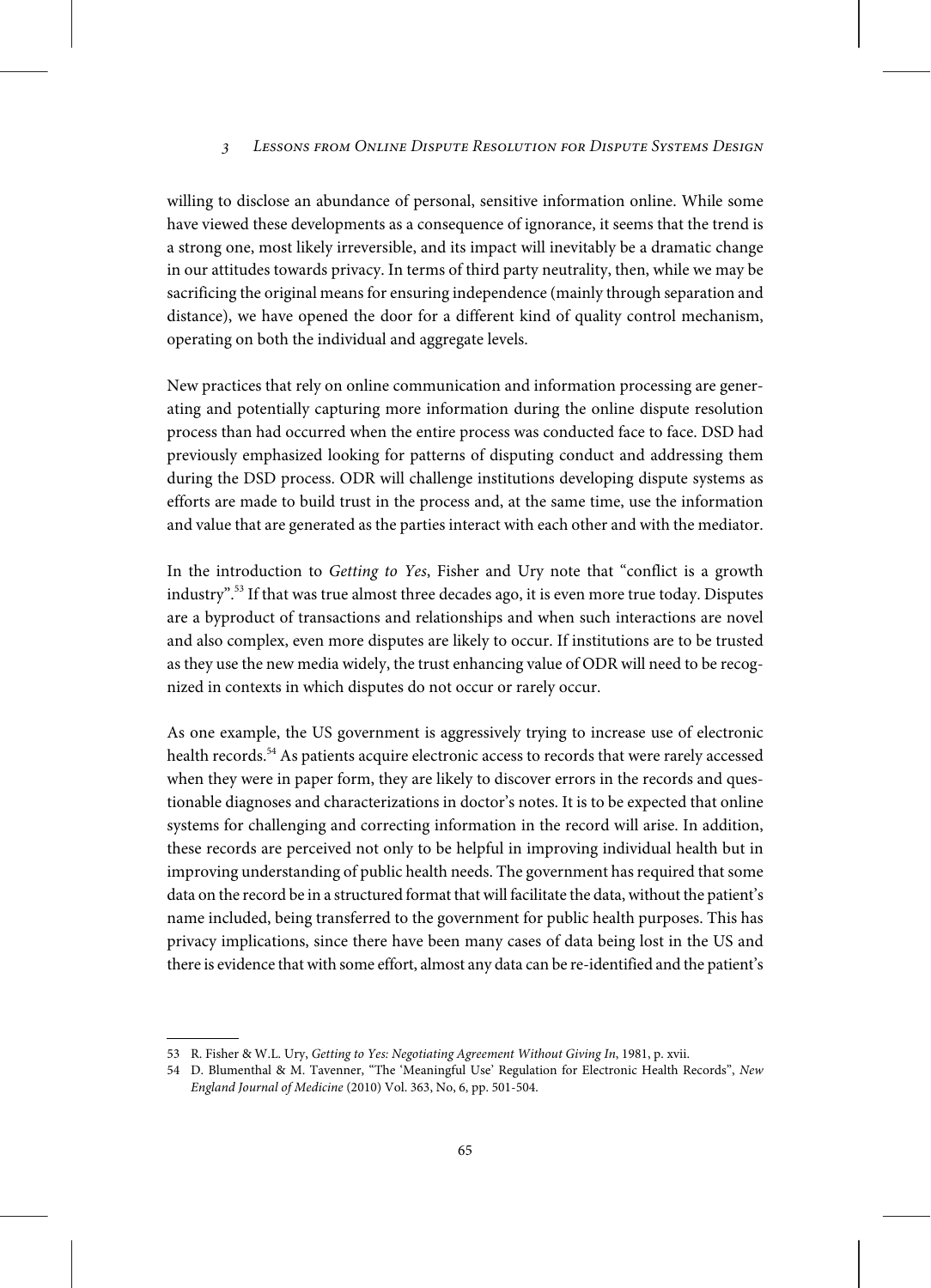willing to disclose an abundance of personal, sensitive information online. While some have viewed these developments as a consequence of ignorance, it seems that the trend is a strong one, most likely irreversible, and its impact will inevitably be a dramatic change in our attitudes towards privacy. In terms of third party neutrality, then, while we may be sacrificing the original means for ensuring independence (mainly through separation and distance), we have opened the door for a different kind of quality control mechanism, operating on both the individual and aggregate levels.

New practices that rely on online communication and information processing are generating and potentially capturing more information during the online dispute resolution process than had occurred when the entire process was conducted face to face. DSD had previously emphasized looking for patterns of disputing conduct and addressing them during the DSD process. ODR will challenge institutions developing dispute systems as efforts are made to build trust in the process and, at the same time, use the information and value that are generated as the parties interact with each other and with the mediator.

In the introduction to *Getting to Yes*, Fisher and Ury note that "conflict is a growth industry".[53] If that was true almost three decades ago, it is even more true today. Disputes are a byproduct of transactions and relationships and when such interactions are novel and also complex, even more disputes are likely to occur. If institutions are to be trusted as they use the new media widely, the trust enhancing value of ODR will need to be recognized in contexts in which disputes do not occur or rarely occur.

As one example, the US government is aggressively trying to increase use of electronic health records.[54] As patients acquire electronic access to records that were rarely accessed when they were in paper form, they are likely to discover errors in the records and questionable diagnoses and characterizations in doctor's notes. It is to be expected that online systems for challenging and correcting information in the record will arise. In addition, these records are perceived not only to be helpful in improving individual health but in improving understanding of public health needs. The government has required that some data on the record be in a structured format that will facilitate the data, without the patient's name included, being transferred to the government for public health purposes. This has privacy implications, since there have been many cases of data being lost in the US and there is evidence that with some effort, almost any data can be re-identified and the patient's

---

53 R. Fisher & W.L. Ury, *Getting to Yes: Negotiating Agreement Without Giving In*, 1981, p. xvii.

54 D. Blumenthal & M. Tavenner, "The 'Meaningful Use' Regulation for Electronic Health Records", *New England Journal of Medicine* (2010) Vol. 363, No, 6, pp. 501-504.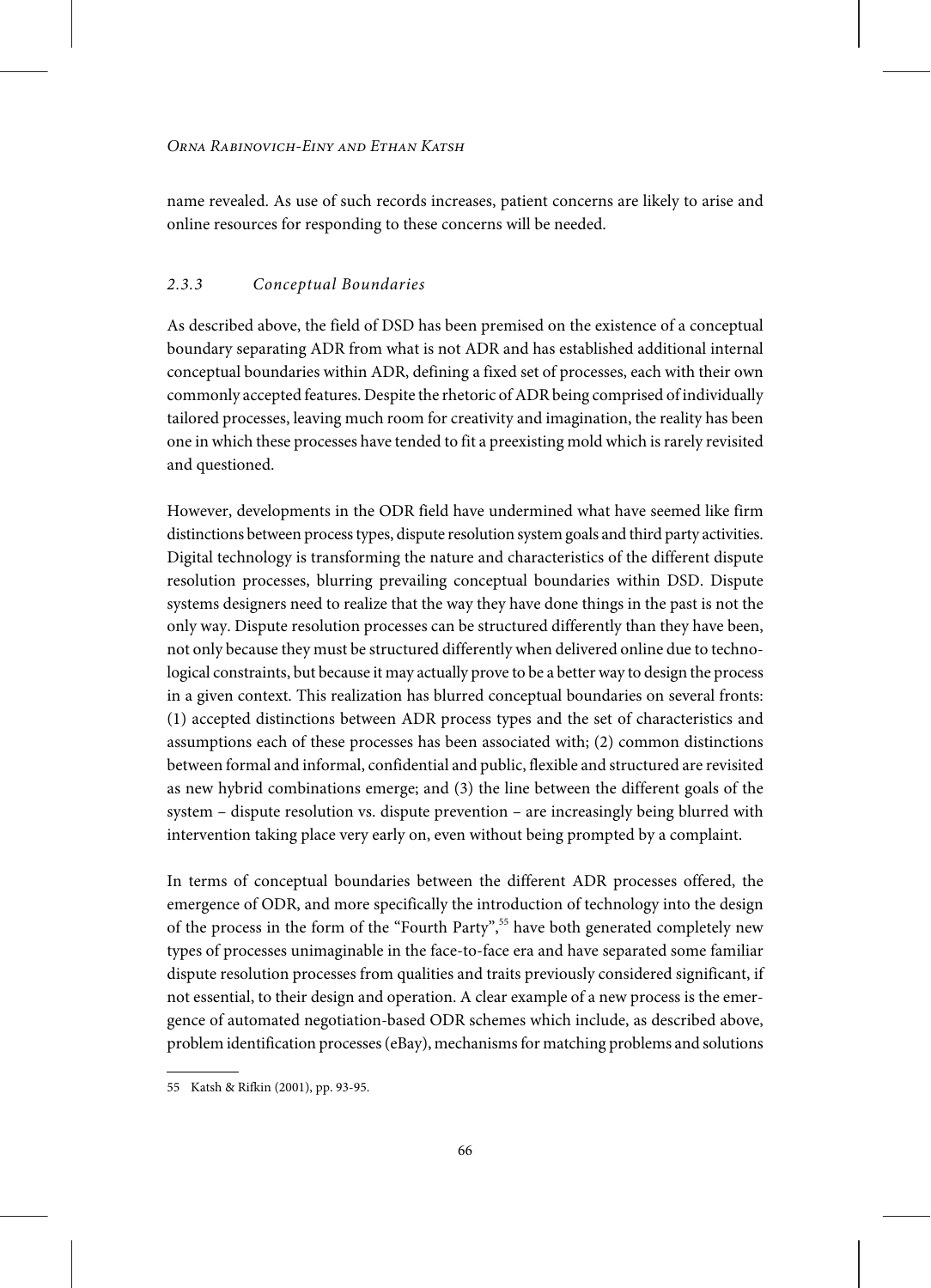name revealed. As use of such records increases, patient concerns are likely to arise and online resources for responding to these concerns will be needed.

### *2.3.3 Conceptual Boundaries*

As described above, the field of DSD has been premised on the existence of a conceptual boundary separating ADR from what is not ADR and has established additional internal conceptual boundaries within ADR, defining a fixed set of processes, each with their own commonly accepted features. Despite the rhetoric of ADR being comprised of individually tailored processes, leaving much room for creativity and imagination, the reality has been one in which these processes have tended to fit a preexisting mold which is rarely revisited and questioned.

However, developments in the ODR field have undermined what have seemed like firm distinctions between process types, dispute resolution system goals and third party activities. Digital technology is transforming the nature and characteristics of the different dispute resolution processes, blurring prevailing conceptual boundaries within DSD. Dispute systems designers need to realize that the way they have done things in the past is not the only way. Dispute resolution processes can be structured differently than they have been, not only because they must be structured differently when delivered online due to technological constraints, but because it may actually prove to be a better way to design the process in a given context. This realization has blurred conceptual boundaries on several fronts: (1) accepted distinctions between ADR process types and the set of characteristics and assumptions each of these processes has been associated with; (2) common distinctions between formal and informal, confidential and public, flexible and structured are revisited as new hybrid combinations emerge; and (3) the line between the different goals of the system – dispute resolution vs. dispute prevention – are increasingly being blurred with intervention taking place very early on, even without being prompted by a complaint.

In terms of conceptual boundaries between the different ADR processes offered, the emergence of ODR, and more specifically the introduction of technology into the design of the process in the form of the "Fourth Party",[55] have both generated completely new types of processes unimaginable in the face-to-face era and have separated some familiar dispute resolution processes from qualities and traits previously considered significant, if not essential, to their design and operation. A clear example of a new process is the emergence of automated negotiation-based ODR schemes which include, as described above, problem identification processes (eBay), mechanisms for matching problems and solutions

---

55 Katsh & Rifkin (2001), pp. 93-95.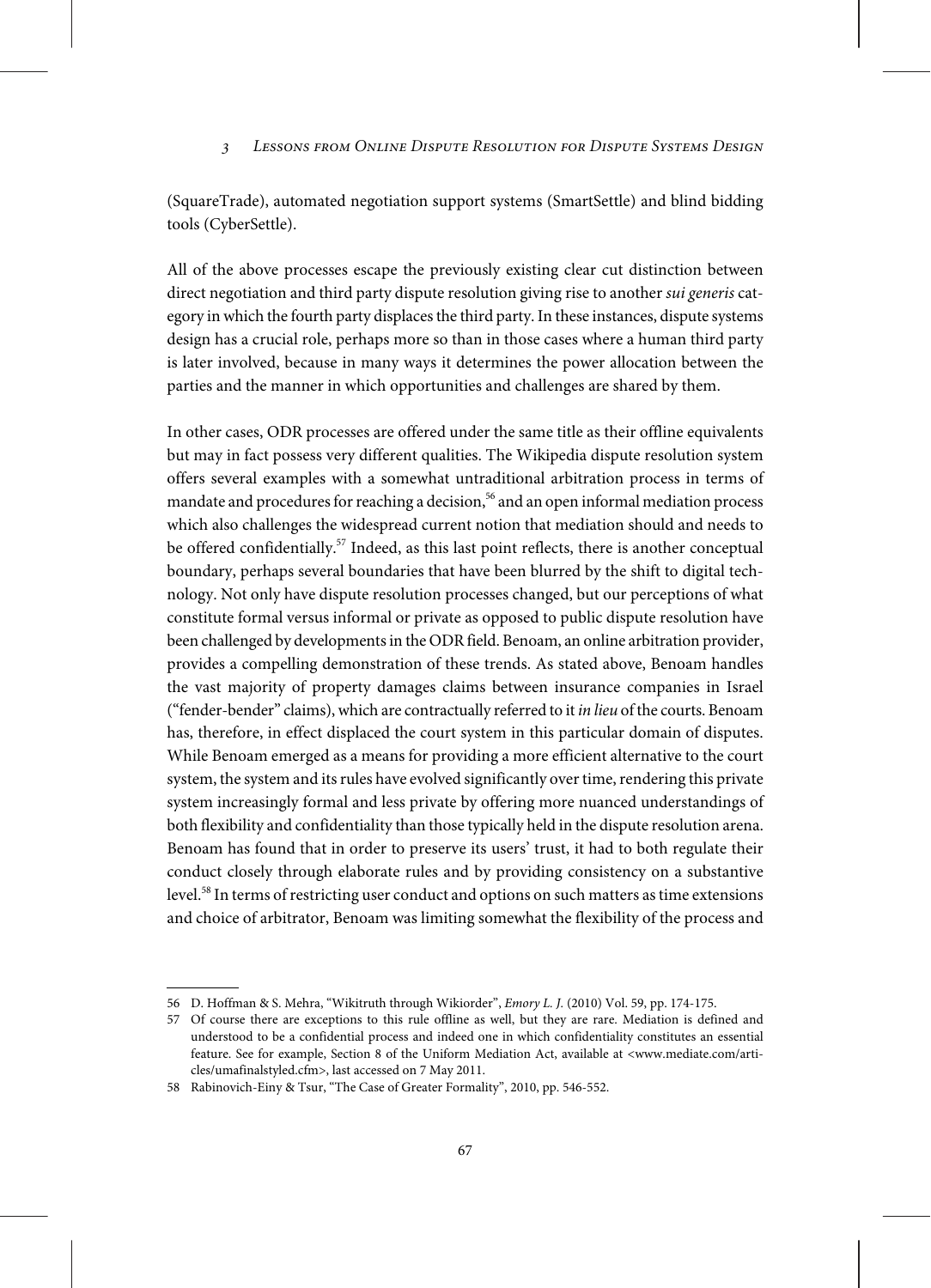(SquareTrade), automated negotiation support systems (SmartSettle) and blind bidding tools (CyberSettle).

All of the above processes escape the previously existing clear cut distinction between direct negotiation and third party dispute resolution giving rise to another *sui generis* category in which the fourth party displaces the third party. In these instances, dispute systems design has a crucial role, perhaps more so than in those cases where a human third party is later involved, because in many ways it determines the power allocation between the parties and the manner in which opportunities and challenges are shared by them.

In other cases, ODR processes are offered under the same title as their offline equivalents but may in fact possess very different qualities. The Wikipedia dispute resolution system offers several examples with a somewhat untraditional arbitration process in terms of mandate and procedures for reaching a decision,[56] and an open informal mediation process which also challenges the widespread current notion that mediation should and needs to be offered confidentially.[57] Indeed, as this last point reflects, there is another conceptual boundary, perhaps several boundaries that have been blurred by the shift to digital technology. Not only have dispute resolution processes changed, but our perceptions of what constitute formal versus informal or private as opposed to public dispute resolution have been challenged by developments in the ODR field. Benoam, an online arbitration provider, provides a compelling demonstration of these trends. As stated above, Benoam handles the vast majority of property damages claims between insurance companies in Israel ("fender-bender" claims), which are contractually referred to it *in lieu* of the courts. Benoam has, therefore, in effect displaced the court system in this particular domain of disputes. While Benoam emerged as a means for providing a more efficient alternative to the court system, the system and its rules have evolved significantly over time, rendering this private system increasingly formal and less private by offering more nuanced understandings of both flexibility and confidentiality than those typically held in the dispute resolution arena. Benoam has found that in order to preserve its users' trust, it had to both regulate their conduct closely through elaborate rules and by providing consistency on a substantive level.[58] In terms of restricting user conduct and options on such matters as time extensions and choice of arbitrator, Benoam was limiting somewhat the flexibility of the process and

---

56 D. Hoffman & S. Mehra, "Wikitruth through Wikiorder", *Emory L. J.* (2010) Vol. 59, pp. 174-175.

57 Of course there are exceptions to this rule offline as well, but they are rare. Mediation is defined and understood to be a confidential process and indeed one in which confidentiality constitutes an essential feature. See for example, Section 8 of the Uniform Mediation Act, available at <www.mediate.com/articles/umafinalstyled.cfm>, last accessed on 7 May 2011.

58 Rabinovich-Einy & Tsur, "The Case of Greater Formality", 2010, pp. 546-552.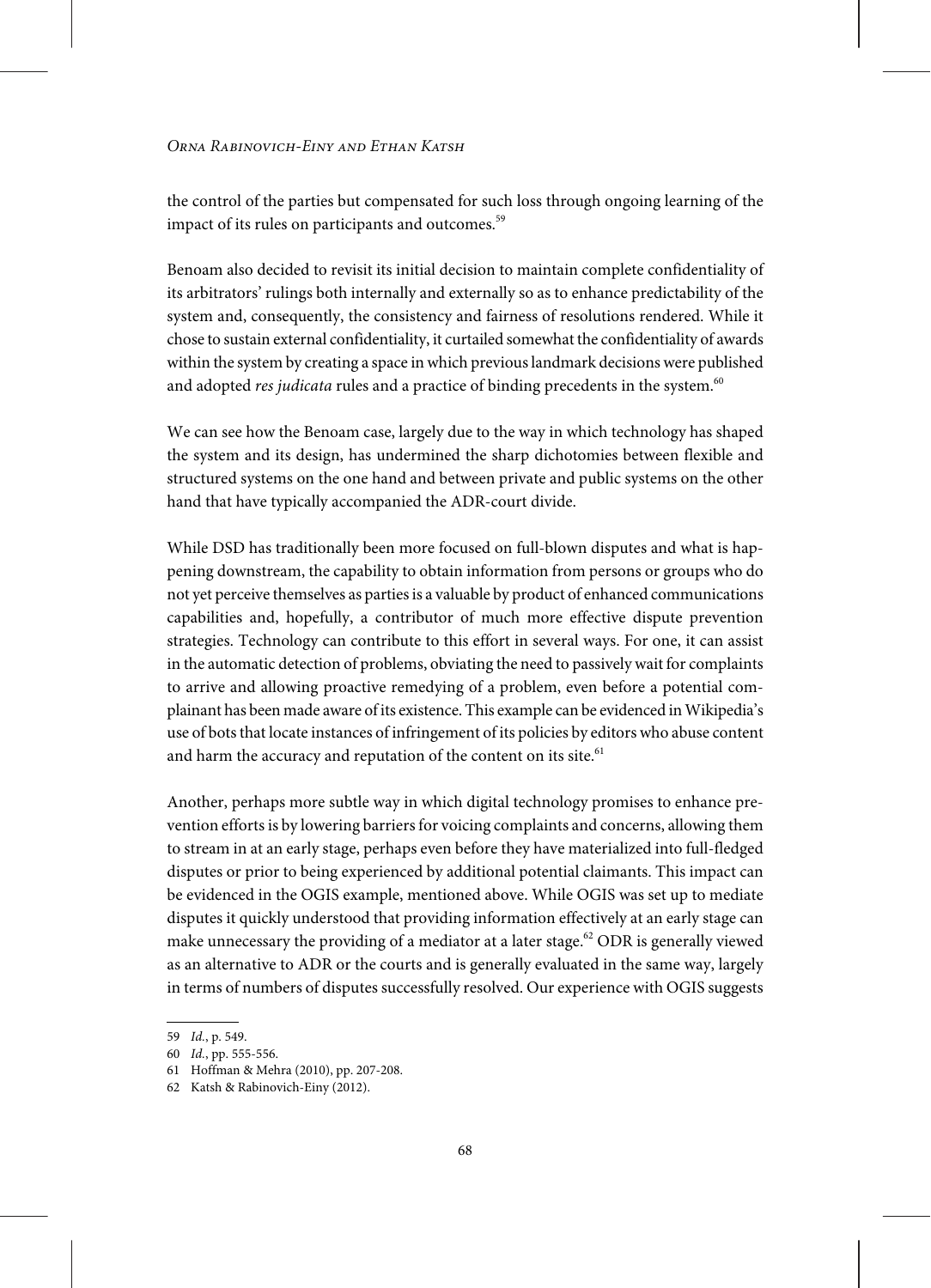the control of the parties but compensated for such loss through ongoing learning of the impact of its rules on participants and outcomes.[59]

Benoam also decided to revisit its initial decision to maintain complete confidentiality of its arbitrators' rulings both internally and externally so as to enhance predictability of the system and, consequently, the consistency and fairness of resolutions rendered. While it chose to sustain external confidentiality, it curtailed somewhat the confidentiality of awards within the system by creating a space in which previous landmark decisions were published and adopted *res judicata* rules and a practice of binding precedents in the system.[60]

We can see how the Benoam case, largely due to the way in which technology has shaped the system and its design, has undermined the sharp dichotomies between flexible and structured systems on the one hand and between private and public systems on the other hand that have typically accompanied the ADR-court divide.

While DSD has traditionally been more focused on full-blown disputes and what is happening downstream, the capability to obtain information from persons or groups who do not yet perceive themselves as parties is a valuable by product of enhanced communications capabilities and, hopefully, a contributor of much more effective dispute prevention strategies. Technology can contribute to this effort in several ways. For one, it can assist in the automatic detection of problems, obviating the need to passively wait for complaints to arrive and allowing proactive remedying of a problem, even before a potential complainant has been made aware of its existence. This example can be evidenced in Wikipedia's use of bots that locate instances of infringement of its policies by editors who abuse content and harm the accuracy and reputation of the content on its site.[61]

Another, perhaps more subtle way in which digital technology promises to enhance prevention efforts is by lowering barriers for voicing complaints and concerns, allowing them to stream in at an early stage, perhaps even before they have materialized into full-fledged disputes or prior to being experienced by additional potential claimants. This impact can be evidenced in the OGIS example, mentioned above. While OGIS was set up to mediate disputes it quickly understood that providing information effectively at an early stage can make unnecessary the providing of a mediator at a later stage.[62] ODR is generally viewed as an alternative to ADR or the courts and is generally evaluated in the same way, largely in terms of numbers of disputes successfully resolved. Our experience with OGIS suggests

---

59 *Id.*, p. 549.

60 *Id.*, pp. 555-556.

61 Hoffman & Mehra (2010), pp. 207-208.

62 Katsh & Rabinovich-Einy (2012).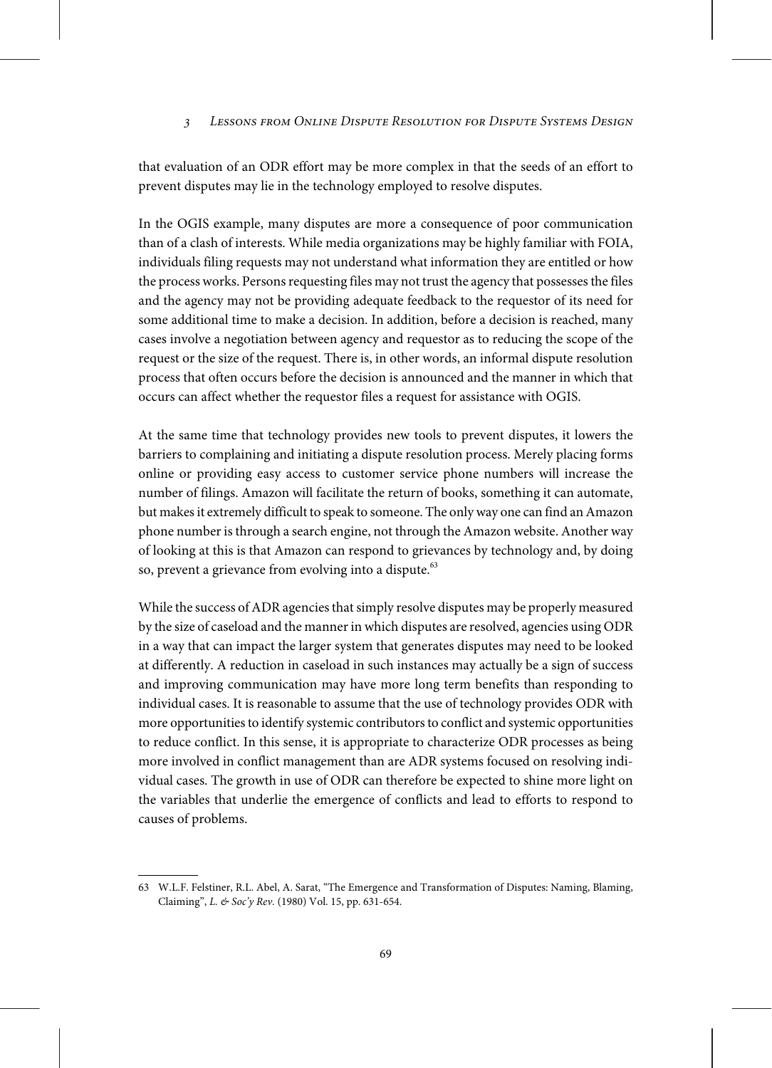that evaluation of an ODR effort may be more complex in that the seeds of an effort to prevent disputes may lie in the technology employed to resolve disputes.

In the OGIS example, many disputes are more a consequence of poor communication than of a clash of interests. While media organizations may be highly familiar with FOIA, individuals filing requests may not understand what information they are entitled or how the process works. Persons requesting files may not trust the agency that possesses the files and the agency may not be providing adequate feedback to the requestor of its need for some additional time to make a decision. In addition, before a decision is reached, many cases involve a negotiation between agency and requestor as to reducing the scope of the request or the size of the request. There is, in other words, an informal dispute resolution process that often occurs before the decision is announced and the manner in which that occurs can affect whether the requestor files a request for assistance with OGIS.

At the same time that technology provides new tools to prevent disputes, it lowers the barriers to complaining and initiating a dispute resolution process. Merely placing forms online or providing easy access to customer service phone numbers will increase the number of filings. Amazon will facilitate the return of books, something it can automate, but makes it extremely difficult to speak to someone. The only way one can find an Amazon phone number is through a search engine, not through the Amazon website. Another way of looking at this is that Amazon can respond to grievances by technology and, by doing so, prevent a grievance from evolving into a dispute.[63]

While the success of ADR agencies that simply resolve disputes may be properly measured by the size of caseload and the manner in which disputes are resolved, agencies using ODR in a way that can impact the larger system that generates disputes may need to be looked at differently. A reduction in caseload in such instances may actually be a sign of success and improving communication may have more long term benefits than responding to individual cases. It is reasonable to assume that the use of technology provides ODR with more opportunities to identify systemic contributors to conflict and systemic opportunities to reduce conflict. In this sense, it is appropriate to characterize ODR processes as being more involved in conflict management than are ADR systems focused on resolving individual cases. The growth in use of ODR can therefore be expected to shine more light on the variables that underlie the emergence of conflicts and lead to efforts to respond to causes of problems.

---

63 W.L.F. Felstiner, R.L. Abel, A. Sarat, "The Emergence and Transformation of Disputes: Naming, Blaming, Claiming", *L. & Soc'y Rev.* (1980) Vol. 15, pp. 631-654.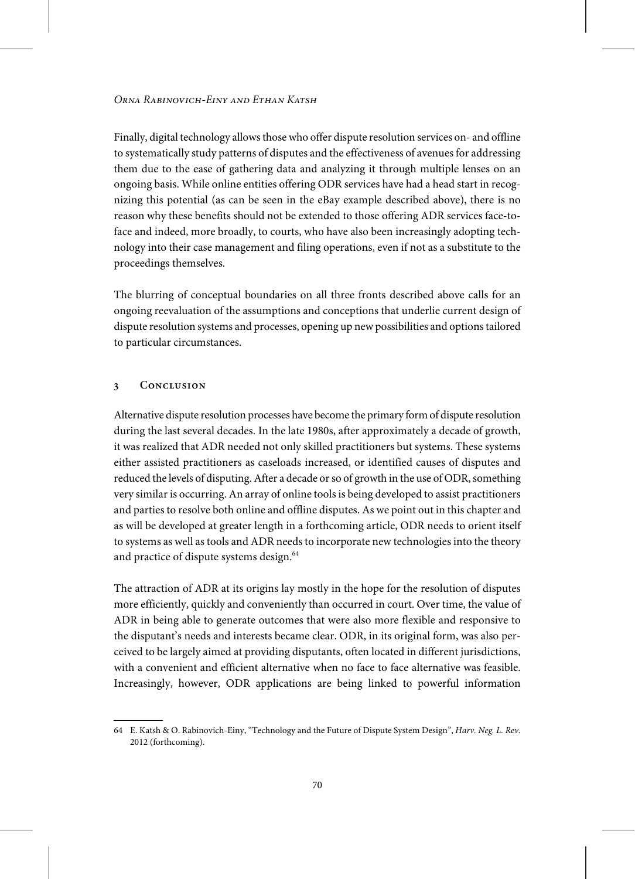Finally, digital technology allows those who offer dispute resolution services on- and offline to systematically study patterns of disputes and the effectiveness of avenues for addressing them due to the ease of gathering data and analyzing it through multiple lenses on an ongoing basis. While online entities offering ODR services have had a head start in recognizing this potential (as can be seen in the eBay example described above), there is no reason why these benefits should not be extended to those offering ADR services face-to-face and indeed, more broadly, to courts, who have also been increasingly adopting technology into their case management and filing operations, even if not as a substitute to the proceedings themselves.

The blurring of conceptual boundaries on all three fronts described above calls for an ongoing reevaluation of the assumptions and conceptions that underlie current design of dispute resolution systems and processes, opening up new possibilities and options tailored to particular circumstances.

## 3 Conclusion

Alternative dispute resolution processes have become the primary form of dispute resolution during the last several decades. In the late 1980s, after approximately a decade of growth, it was realized that ADR needed not only skilled practitioners but systems. These systems either assisted practitioners as caseloads increased, or identified causes of disputes and reduced the levels of disputing. After a decade or so of growth in the use of ODR, something very similar is occurring. An array of online tools is being developed to assist practitioners and parties to resolve both online and offline disputes. As we point out in this chapter and as will be developed at greater length in a forthcoming article, ODR needs to orient itself to systems as well as tools and ADR needs to incorporate new technologies into the theory and practice of dispute systems design.[64]

The attraction of ADR at its origins lay mostly in the hope for the resolution of disputes more efficiently, quickly and conveniently than occurred in court. Over time, the value of ADR in being able to generate outcomes that were also more flexible and responsive to the disputant's needs and interests became clear. ODR, in its original form, was also perceived to be largely aimed at providing disputants, often located in different jurisdictions, with a convenient and efficient alternative when no face to face alternative was feasible. Increasingly, however, ODR applications are being linked to powerful information

---

64 E. Katsh & O. Rabinovich-Einy, "Technology and the Future of Dispute System Design", *Harv. Neg. L. Rev.* 2012 (forthcoming).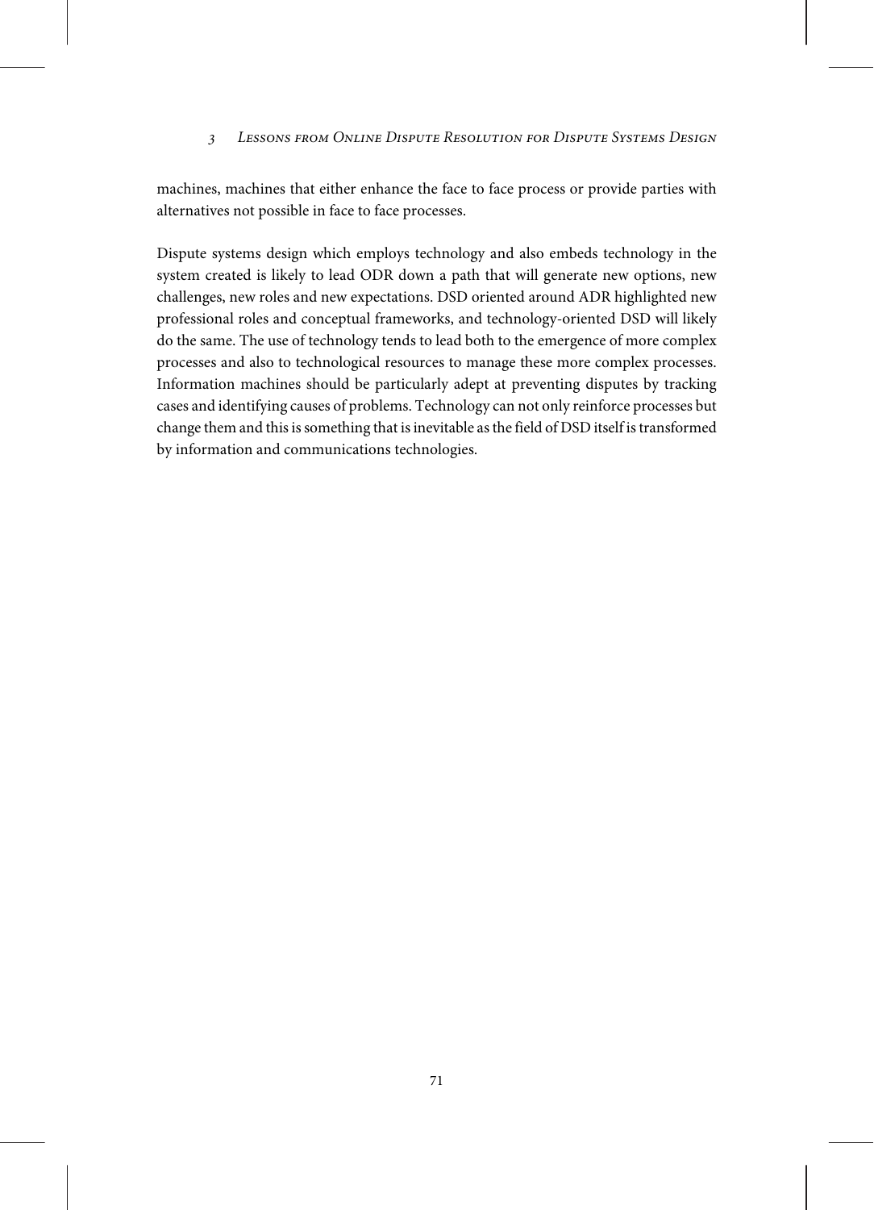machines, machines that either enhance the face to face process or provide parties with alternatives not possible in face to face processes.

Dispute systems design which employs technology and also embeds technology in the system created is likely to lead ODR down a path that will generate new options, new challenges, new roles and new expectations. DSD oriented around ADR highlighted new professional roles and conceptual frameworks, and technology-oriented DSD will likely do the same. The use of technology tends to lead both to the emergence of more complex processes and also to technological resources to manage these more complex processes. Information machines should be particularly adept at preventing disputes by tracking cases and identifying causes of problems. Technology can not only reinforce processes but change them and this is something that is inevitable as the field of DSD itself is transformed by information and communications technologies.